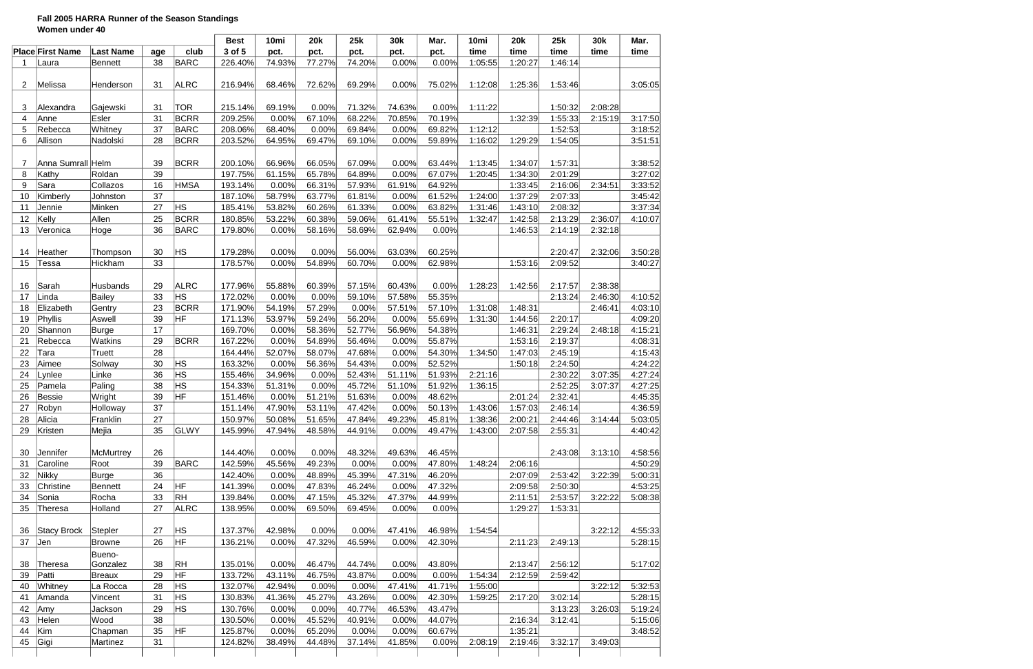**Fall 2005 HARRA Runner of the Season Standings**

**Women under 40**

| Place | First Name | Last Name | age | club | Best 3 of 5 | 10mi pct. | 20k pct. | 25k pct. | 30k pct. | Mar. pct. | 10mi time | 20k time | 25k time | 30k time | Mar. time |
|---|---|---|---|---|---|---|---|---|---|---|---|---|---|---|---|
| 1 | Laura | Bennett | 38 | BARC | 226.40% | 74.93% | 77.27% | 74.20% | 0.00% | 0.00% | 1:05:55 | 1:20:27 | 1:46:14 | | |
| 2 | Melissa | Henderson | 31 | ALRC | 216.94% | 68.46% | 72.62% | 69.29% | 0.00% | 75.02% | 1:12:08 | 1:25:36 | 1:53:46 | | 3:05:05 |
| 3 | Alexandra | Gajewski | 31 | TOR | 215.14% | 69.19% | 0.00% | 71.32% | 74.63% | 0.00% | 1:11:22 | | 1:50:32 | 2:08:28 | |
| 4 | Anne | Esler | 31 | BCRR | 209.25% | 0.00% | 67.10% | 68.22% | 70.85% | 70.19% | | 1:32:39 | 1:55:33 | 2:15:19 | 3:17:50 |
| 5 | Rebecca | Whitney | 37 | BARC | 208.06% | 68.40% | 0.00% | 69.84% | 0.00% | 69.82% | 1:12:12 | | 1:52:53 | | 3:18:52 |
| 6 | Allison | Nadolski | 28 | BCRR | 203.52% | 64.95% | 69.47% | 69.10% | 0.00% | 59.89% | 1:16:02 | 1:29:29 | 1:54:05 | | 3:51:51 |
| 7 | Anna Sumrall | Helm | 39 | BCRR | 200.10% | 66.96% | 66.05% | 67.09% | 0.00% | 63.44% | 1:13:45 | 1:34:07 | 1:57:31 | | 3:38:52 |
| 8 | Kathy | Roldan | 39 | | 197.75% | 61.15% | 65.78% | 64.89% | 0.00% | 67.07% | 1:20:45 | 1:34:30 | 2:01:29 | | 3:27:02 |
| 9 | Sara | Collazos | 16 | HMSA | 193.14% | 0.00% | 66.31% | 57.93% | 61.91% | 64.92% | | 1:33:45 | 2:16:06 | 2:34:51 | 3:33:52 |
| 10 | Kimberly | Johnston | 37 | | 187.10% | 58.79% | 63.77% | 61.81% | 0.00% | 61.52% | 1:24:00 | 1:37:29 | 2:07:33 | | 3:45:42 |
| 11 | Jennie | Minken | 27 | HS | 185.41% | 53.82% | 60.26% | 61.33% | 0.00% | 63.82% | 1:31:46 | 1:43:10 | 2:08:32 | | 3:37:34 |
| 12 | Kelly | Allen | 25 | BCRR | 180.85% | 53.22% | 60.38% | 59.06% | 61.41% | 55.51% | 1:32:47 | 1:42:58 | 2:13:29 | 2:36:07 | 4:10:07 |
| 13 | Veronica | Hoge | 36 | BARC | 179.80% | 0.00% | 58.16% | 58.69% | 62.94% | 0.00% | | 1:46:53 | 2:14:19 | 2:32:18 | |
| 14 | Heather | Thompson | 30 | HS | 179.28% | 0.00% | 0.00% | 56.00% | 63.03% | 60.25% | | | 2:20:47 | 2:32:06 | 3:50:28 |
| 15 | Tessa | Hickham | 33 | | 178.57% | 0.00% | 54.89% | 60.70% | 0.00% | 62.98% | | 1:53:16 | 2:09:52 | | 3:40:27 |
| 16 | Sarah | Husbands | 29 | ALRC | 177.96% | 55.88% | 60.39% | 57.15% | 60.43% | 0.00% | 1:28:23 | 1:42:56 | 2:17:57 | 2:38:38 | |
| 17 | Linda | Bailey | 33 | HS | 172.02% | 0.00% | 0.00% | 59.10% | 57.58% | 55.35% | | | 2:13:24 | 2:46:30 | 4:10:52 |
| 18 | Elizabeth | Gentry | 23 | BCRR | 171.90% | 54.19% | 57.29% | 0.00% | 57.51% | 57.10% | 1:31:08 | 1:48:31 | | 2:46:41 | 4:03:10 |
| 19 | Phyllis | Aswell | 39 | HF | 171.13% | 53.97% | 59.24% | 56.20% | 0.00% | 55.69% | 1:31:30 | 1:44:56 | 2:20:17 | | 4:09:20 |
| 20 | Shannon | Burge | 17 | | 169.70% | 0.00% | 58.36% | 52.77% | 56.96% | 54.38% | | 1:46:31 | 2:29:24 | 2:48:18 | 4:15:21 |
| 21 | Rebecca | Watkins | 29 | BCRR | 167.22% | 0.00% | 54.89% | 56.46% | 0.00% | 55.87% | | 1:53:16 | 2:19:37 | | 4:08:31 |
| 22 | Tara | Truett | 28 | | 164.44% | 52.07% | 58.07% | 47.68% | 0.00% | 54.30% | 1:34:50 | 1:47:03 | 2:45:19 | | 4:15:43 |
| 23 | Aimee | Solway | 30 | HS | 163.32% | 0.00% | 56.36% | 54.43% | 0.00% | 52.52% | | 1:50:18 | 2:24:50 | | 4:24:22 |
| 24 | Lynlee | Linke | 36 | HS | 155.46% | 34.96% | 0.00% | 52.43% | 51.11% | 51.93% | 2:21:16 | | 2:30:22 | 3:07:35 | 4:27:24 |
| 25 | Pamela | Paling | 38 | HS | 154.33% | 51.31% | 0.00% | 45.72% | 51.10% | 51.92% | 1:36:15 | | 2:52:25 | 3:07:37 | 4:27:25 |
| 26 | Bessie | Wright | 39 | HF | 151.46% | 0.00% | 51.21% | 51.63% | 0.00% | 48.62% | | 2:01:24 | 2:32:41 | | 4:45:35 |
| 27 | Robyn | Holloway | 37 | | 151.14% | 47.90% | 53.11% | 47.42% | 0.00% | 50.13% | 1:43:06 | 1:57:03 | 2:46:14 | | 4:36:59 |
| 28 | Alicia | Franklin | 27 | | 150.97% | 50.08% | 51.65% | 47.84% | 49.23% | 45.81% | 1:38:36 | 2:00:21 | 2:44:46 | 3:14:44 | 5:03:05 |
| 29 | Kristen | Mejia | 35 | GLWY | 145.99% | 47.94% | 48.58% | 44.91% | 0.00% | 49.47% | 1:43:00 | 2:07:58 | 2:55:31 | | 4:40:42 |
| 30 | Jennifer | McMurtrey | 26 | | 144.40% | 0.00% | 0.00% | 48.32% | 49.63% | 46.45% | | | 2:43:08 | 3:13:10 | 4:58:56 |
| 31 | Caroline | Root | 39 | BARC | 142.59% | 45.56% | 49.23% | 0.00% | 0.00% | 47.80% | 1:48:24 | 2:06:16 | | | 4:50:29 |
| 32 | Nikky | Burge | 36 | | 142.40% | 0.00% | 48.89% | 45.39% | 47.31% | 46.20% | | 2:07:09 | 2:53:42 | 3:22:39 | 5:00:31 |
| 33 | Christine | Bennett | 24 | HF | 141.39% | 0.00% | 47.83% | 46.24% | 0.00% | 47.32% | | 2:09:58 | 2:50:30 | | 4:53:25 |
| 34 | Sonia | Rocha | 33 | RH | 139.84% | 0.00% | 47.15% | 45.32% | 47.37% | 44.99% | | 2:11:51 | 2:53:57 | 3:22:22 | 5:08:38 |
| 35 | Theresa | Holland | 27 | ALRC | 138.95% | 0.00% | 69.50% | 69.45% | 0.00% | 0.00% | | 1:29:27 | 1:53:31 | | |
| 36 | Stacy Brock | Stepler | 27 | HS | 137.37% | 42.98% | 0.00% | 0.00% | 47.41% | 46.98% | 1:54:54 | | | 3:22:12 | 4:55:33 |
| 37 | Jen | Browne | 26 | HF | 136.21% | 0.00% | 47.32% | 46.59% | 0.00% | 42.30% | | 2:11:23 | 2:49:13 | | 5:28:15 |
| 38 | Theresa | Bueno-Gonzalez | 38 | RH | 135.01% | 0.00% | 46.47% | 44.74% | 0.00% | 43.80% | | 2:13:47 | 2:56:12 | | 5:17:02 |
| 39 | Patti | Breaux | 29 | HF | 133.72% | 43.11% | 46.75% | 43.87% | 0.00% | 0.00% | 1:54:34 | 2:12:59 | 2:59:42 | | |
| 40 | Whitney | La Rocca | 28 | HS | 132.07% | 42.94% | 0.00% | 0.00% | 47.41% | 41.71% | 1:55:00 | | | 3:22:12 | 5:32:53 |
| 41 | Amanda | Vincent | 31 | HS | 130.83% | 41.36% | 45.27% | 43.26% | 0.00% | 42.30% | 1:59:25 | 2:17:20 | 3:02:14 | | 5:28:15 |
| 42 | Amy | Jackson | 29 | HS | 130.76% | 0.00% | 0.00% | 40.77% | 46.53% | 43.47% | | | 3:13:23 | 3:26:03 | 5:19:24 |
| 43 | Helen | Wood | 38 | | 130.50% | 0.00% | 45.52% | 40.91% | 0.00% | 44.07% | | 2:16:34 | 3:12:41 | | 5:15:06 |
| 44 | Kim | Chapman | 35 | HF | 125.87% | 0.00% | 65.20% | 0.00% | 0.00% | 60.67% | | 1:35:21 | | | 3:48:52 |
| 45 | Gigi | Martinez | 31 | | 124.82% | 38.49% | 44.48% | 37.14% | 41.85% | 0.00% | 2:08:19 | 2:19:46 | 3:32:17 | 3:49:03 | |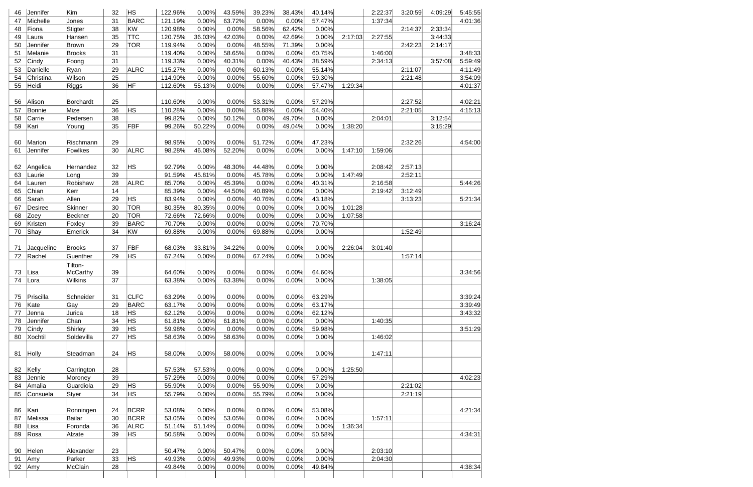| 46 | Jennifer | Kim | 32 | HS | 122.96% | 0.00% | 43.59% | 39.23% | 38.43% | 40.14% | | 2:22:37 | 3:20:59 | 4:09:29 | 5:45:55 |
|---|---|---|---|---|---|---|---|---|---|---|---|---|---|---|---|
| 47 | Michelle | Jones | 31 | BARC | 121.19% | 0.00% | 63.72% | 0.00% | 0.00% | 57.47% | | 1:37:34 | | | 4:01:36 |
| 48 | Fiona | Stigter | 38 | KW | 120.98% | 0.00% | 0.00% | 58.56% | 62.42% | 0.00% | | | 2:14:37 | 2:33:34 | |
| 49 | Laura | Hansen | 35 | TTC | 120.75% | 36.03% | 42.03% | 0.00% | 42.69% | 0.00% | 2:17:03 | 2:27:55 | | 3:44:33 | |
| 50 | Jennifer | Brown | 29 | TOR | 119.94% | 0.00% | 0.00% | 48.55% | 71.39% | 0.00% | | | 2:42:23 | 2:14:17 | |
| 51 | Melanie | Brooks | 31 | | 119.40% | 0.00% | 58.65% | 0.00% | 0.00% | 60.75% | | 1:46:00 | | | 3:48:33 |
| 52 | Cindy | Foong | 31 | | 119.33% | 0.00% | 40.31% | 0.00% | 40.43% | 38.59% | | 2:34:13 | | 3:57:08 | 5:59:49 |
| 53 | Danielle | Ryan | 29 | ALRC | 115.27% | 0.00% | 0.00% | 60.13% | 0.00% | 55.14% | | | 2:11:07 | | 4:11:49 |
| 54 | Christina | Wilson | 25 | | 114.90% | 0.00% | 0.00% | 55.60% | 0.00% | 59.30% | | | 2:21:48 | | 3:54:09 |
| 55 | Heidi | Riggs | 36 | HF | 112.60% | 55.13% | 0.00% | 0.00% | 0.00% | 57.47% | 1:29:34 | | | | 4:01:37 |
| 56 | Alison | Borchardt | 25 | | 110.60% | 0.00% | 0.00% | 53.31% | 0.00% | 57.29% | | | 2:27:52 | | 4:02:21 |
| 57 | Bonnie | Mize | 36 | HS | 110.28% | 0.00% | 0.00% | 55.88% | 0.00% | 54.40% | | | 2:21:05 | | 4:15:13 |
| 58 | Carrie | Pedersen | 38 | | 99.82% | 0.00% | 50.12% | 0.00% | 49.70% | 0.00% | | 2:04:01 | | 3:12:54 | |
| 59 | Kari | Young | 35 | FBF | 99.26% | 50.22% | 0.00% | 0.00% | 49.04% | 0.00% | 1:38:20 | | | 3:15:29 | |
| 60 | Marion | Rischmann | 29 | | 98.95% | 0.00% | 0.00% | 51.72% | 0.00% | 47.23% | | | 2:32:26 | | 4:54:00 |
| 61 | Jennifer | Fowlkes | 30 | ALRC | 98.28% | 46.08% | 52.20% | 0.00% | 0.00% | 0.00% | 1:47:10 | 1:59:06 | | | |
| 62 | Angelica | Hernandez | 32 | HS | 92.79% | 0.00% | 48.30% | 44.48% | 0.00% | 0.00% | | 2:08:42 | 2:57:13 | | |
| 63 | Laurie | Long | 39 | | 91.59% | 45.81% | 0.00% | 45.78% | 0.00% | 0.00% | 1:47:49 | | 2:52:11 | | |
| 64 | Lauren | Robishaw | 28 | ALRC | 85.70% | 0.00% | 45.39% | 0.00% | 0.00% | 40.31% | | 2:16:58 | | | 5:44:26 |
| 65 | Chian | Kerr | 14 | | 85.39% | 0.00% | 44.50% | 40.89% | 0.00% | 0.00% | | 2:19:42 | 3:12:49 | | |
| 66 | Sarah | Allen | 29 | HS | 83.94% | 0.00% | 0.00% | 40.76% | 0.00% | 43.18% | | | 3:13:23 | | 5:21:34 |
| 67 | Desiree | Skinner | 30 | TOR | 80.35% | 80.35% | 0.00% | 0.00% | 0.00% | 0.00% | 1:01:28 | | | | |
| 68 | Zoey | Beckner | 20 | TOR | 72.66% | 72.66% | 0.00% | 0.00% | 0.00% | 0.00% | 1:07:58 | | | | |
| 69 | Kristen | Foxley | 39 | BARC | 70.70% | 0.00% | 0.00% | 0.00% | 0.00% | 70.70% | | | | | 3:16:24 |
| 70 | Shay | Emerick | 34 | KW | 69.88% | 0.00% | 0.00% | 69.88% | 0.00% | 0.00% | | | 1:52:49 | | |
| 71 | Jacqueline | Brooks | 37 | FBF | 68.03% | 33.81% | 34.22% | 0.00% | 0.00% | 0.00% | 2:26:04 | 3:01:40 | | | |
| 72 | Rachel | Guenther | 29 | HS | 67.24% | 0.00% | 0.00% | 67.24% | 0.00% | 0.00% | | | 1:57:14 | | |
| 73 | Lisa | Tilton-McCarthy | 39 | | 64.60% | 0.00% | 0.00% | 0.00% | 0.00% | 64.60% | | | | | 3:34:56 |
| 74 | Lora | Wilkins | 37 | | 63.38% | 0.00% | 63.38% | 0.00% | 0.00% | 0.00% | | 1:38:05 | | | |
| 75 | Priscilla | Schneider | 31 | CLFC | 63.29% | 0.00% | 0.00% | 0.00% | 0.00% | 63.29% | | | | | 3:39:24 |
| 76 | Kate | Gay | 29 | BARC | 63.17% | 0.00% | 0.00% | 0.00% | 0.00% | 63.17% | | | | | 3:39:49 |
| 77 | Jenna | Jurica | 18 | HS | 62.12% | 0.00% | 0.00% | 0.00% | 0.00% | 62.12% | | | | | 3:43:32 |
| 78 | Jennifer | Chan | 34 | HS | 61.81% | 0.00% | 61.81% | 0.00% | 0.00% | 0.00% | | 1:40:35 | | | |
| 79 | Cindy | Shirley | 39 | HS | 59.98% | 0.00% | 0.00% | 0.00% | 0.00% | 59.98% | | | | | 3:51:29 |
| 80 | Xochtil | Soldevilla | 27 | HS | 58.63% | 0.00% | 58.63% | 0.00% | 0.00% | 0.00% | | 1:46:02 | | | |
| 81 | Holly | Steadman | 24 | HS | 58.00% | 0.00% | 58.00% | 0.00% | 0.00% | 0.00% | | 1:47:11 | | | |
| 82 | Kelly | Carrington | 28 | | 57.53% | 57.53% | 0.00% | 0.00% | 0.00% | 0.00% | 1:25:50 | | | | |
| 83 | Jennie | Moroney | 39 | | 57.29% | 0.00% | 0.00% | 0.00% | 0.00% | 57.29% | | | | | 4:02:23 |
| 84 | Amalia | Guardiola | 29 | HS | 55.90% | 0.00% | 0.00% | 55.90% | 0.00% | 0.00% | | | 2:21:02 | | |
| 85 | Consuela | Styer | 34 | HS | 55.79% | 0.00% | 0.00% | 55.79% | 0.00% | 0.00% | | | 2:21:19 | | |
| 86 | Kari | Ronningen | 24 | BCRR | 53.08% | 0.00% | 0.00% | 0.00% | 0.00% | 53.08% | | | | | 4:21:34 |
| 87 | Melissa | Bailar | 30 | BCRR | 53.05% | 0.00% | 53.05% | 0.00% | 0.00% | 0.00% | | 1:57:11 | | | |
| 88 | Lisa | Foronda | 36 | ALRC | 51.14% | 51.14% | 0.00% | 0.00% | 0.00% | 0.00% | 1:36:34 | | | | |
| 89 | Rosa | Alzate | 39 | HS | 50.58% | 0.00% | 0.00% | 0.00% | 0.00% | 50.58% | | | | | 4:34:31 |
| 90 | Helen | Alexander | 23 | | 50.47% | 0.00% | 50.47% | 0.00% | 0.00% | 0.00% | | 2:03:10 | | | |
| 91 | Amy | Parker | 33 | HS | 49.93% | 0.00% | 49.93% | 0.00% | 0.00% | 0.00% | | 2:04:30 | | | |
| 92 | Amy | McClain | 28 | | 49.84% | 0.00% | 0.00% | 0.00% | 0.00% | 49.84% | | | | | 4:38:34 |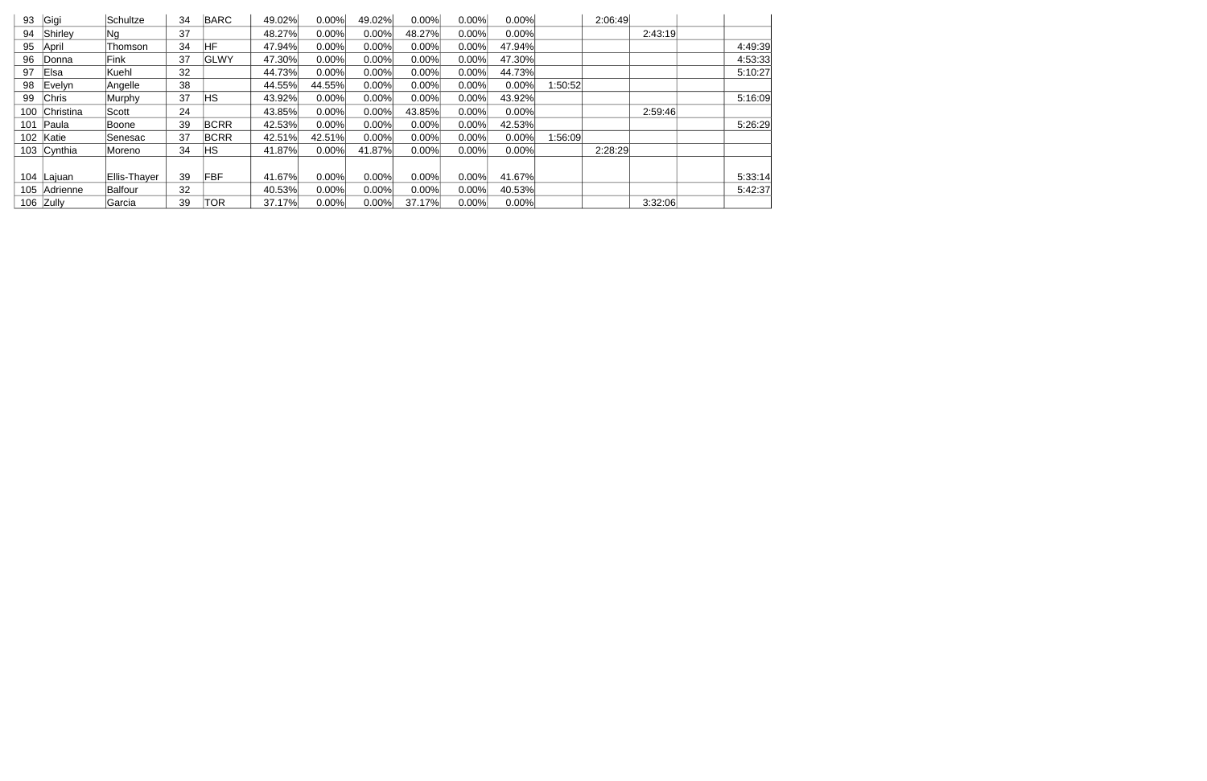| | | | | | | | | | | | | | | | |
|---|---|---|---|---|---|---|---|---|---|---|---|---|---|---|---|
| 93 | Gigi | Schultze | 34 | BARC | 49.02% | 0.00% | 49.02% | 0.00% | 0.00% | 0.00% | | 2:06:49 | | | |
| 94 | Shirley | Ng | 37 | | 48.27% | 0.00% | 0.00% | 48.27% | 0.00% | 0.00% | | | 2:43:19 | | |
| 95 | April | Thomson | 34 | HF | 47.94% | 0.00% | 0.00% | 0.00% | 0.00% | 47.94% | | | | | 4:49:39 |
| 96 | Donna | Fink | 37 | GLWY | 47.30% | 0.00% | 0.00% | 0.00% | 0.00% | 47.30% | | | | | 4:53:33 |
| 97 | Elsa | Kuehl | 32 | | 44.73% | 0.00% | 0.00% | 0.00% | 0.00% | 44.73% | | | | | 5:10:27 |
| 98 | Evelyn | Angelle | 38 | | 44.55% | 44.55% | 0.00% | 0.00% | 0.00% | 0.00% | 1:50:52 | | | | |
| 99 | Chris | Murphy | 37 | HS | 43.92% | 0.00% | 0.00% | 0.00% | 0.00% | 43.92% | | | | | 5:16:09 |
| 100 | Christina | Scott | 24 | | 43.85% | 0.00% | 0.00% | 43.85% | 0.00% | 0.00% | | | 2:59:46 | | |
| 101 | Paula | Boone | 39 | BCRR | 42.53% | 0.00% | 0.00% | 0.00% | 0.00% | 42.53% | | | | | 5:26:29 |
| 102 | Katie | Senesac | 37 | BCRR | 42.51% | 42.51% | 0.00% | 0.00% | 0.00% | 0.00% | 1:56:09 | | | | |
| 103 | Cynthia | Moreno | 34 | HS | 41.87% | 0.00% | 41.87% | 0.00% | 0.00% | 0.00% | | 2:28:29 | | | |
| 104 | Lajuan | Ellis-Thayer | 39 | FBF | 41.67% | 0.00% | 0.00% | 0.00% | 0.00% | 41.67% | | | | | 5:33:14 |
| 105 | Adrienne | Balfour | 32 | | 40.53% | 0.00% | 0.00% | 0.00% | 0.00% | 40.53% | | | | | 5:42:37 |
| 106 | Zully | Garcia | 39 | TOR | 37.17% | 0.00% | 0.00% | 37.17% | 0.00% | 0.00% | | | 3:32:06 | | |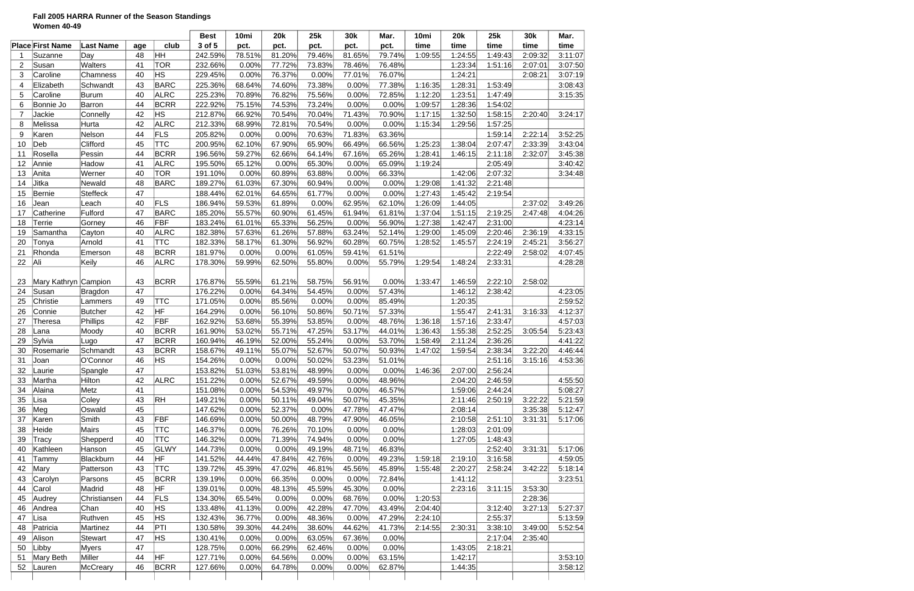**Fall 2005 HARRA Runner of the Season Standings**
**Women 40-49**

| Place | First Name | Last Name | age | club | Best 3 of 5 | 10mi pct. | 20k pct. | 25k pct. | 30k pct. | Mar. pct. | 10mi time | 20k time | 25k time | 30k time | Mar. time |
|---|---|---|---|---|---|---|---|---|---|---|---|---|---|---|---|
| 1 | Suzanne | Day | 48 | HH | 242.59% | 78.51% | 81.20% | 79.46% | 81.65% | 79.74% | 1:09:55 | 1:24:55 | 1:49:43 | 2:09:32 | 3:11:07 |
| 2 | Susan | Walters | 41 | TOR | 232.66% | 0.00% | 77.72% | 73.83% | 78.46% | 76.48% | | 1:23:34 | 1:51:16 | 2:07:01 | 3:07:50 |
| 3 | Caroline | Chamness | 40 | HS | 229.45% | 0.00% | 76.37% | 0.00% | 77.01% | 76.07% | | 1:24:21 | | 2:08:21 | 3:07:19 |
| 4 | Elizabeth | Schwandt | 43 | BARC | 225.36% | 68.64% | 74.60% | 73.38% | 0.00% | 77.38% | 1:16:35 | 1:28:31 | 1:53:49 | | 3:08:43 |
| 5 | Caroline | Burum | 40 | ALRC | 225.23% | 70.89% | 76.82% | 75.56% | 0.00% | 72.85% | 1:12:20 | 1:23:51 | 1:47:49 | | 3:15:35 |
| 6 | Bonnie Jo | Barron | 44 | BCRR | 222.92% | 75.15% | 74.53% | 73.24% | 0.00% | 0.00% | 1:09:57 | 1:28:36 | 1:54:02 | | |
| 7 | Jackie | Connelly | 42 | HS | 212.87% | 66.92% | 70.54% | 70.04% | 71.43% | 70.90% | 1:17:15 | 1:32:50 | 1:58:15 | 2:20:40 | 3:24:17 |
| 8 | Melissa | Hurta | 42 | ALRC | 212.33% | 68.99% | 72.81% | 70.54% | 0.00% | 0.00% | 1:15:34 | 1:29:56 | 1:57:25 | | |
| 9 | Karen | Nelson | 44 | FLS | 205.82% | 0.00% | 0.00% | 70.63% | 71.83% | 63.36% | | | 1:59:14 | 2:22:14 | 3:52:25 |
| 10 | Deb | Clifford | 45 | TTC | 200.95% | 62.10% | 67.90% | 65.90% | 66.49% | 66.56% | 1:25:23 | 1:38:04 | 2:07:47 | 2:33:39 | 3:43:04 |
| 11 | Rosella | Pessin | 44 | BCRR | 196.56% | 59.27% | 62.66% | 64.14% | 67.16% | 65.26% | 1:28:41 | 1:46:15 | 2:11:18 | 2:32:07 | 3:45:38 |
| 12 | Annie | Hadow | 41 | ALRC | 195.50% | 65.12% | 0.00% | 65.30% | 0.00% | 65.09% | 1:19:24 | | 2:05:49 | | 3:40:42 |
| 13 | Anita | Werner | 40 | TOR | 191.10% | 0.00% | 60.89% | 63.88% | 0.00% | 66.33% | | 1:42:06 | 2:07:32 | | 3:34:48 |
| 14 | Jitka | Newald | 48 | BARC | 189.27% | 61.03% | 67.30% | 60.94% | 0.00% | 0.00% | 1:29:08 | 1:41:32 | 2:21:48 | | |
| 15 | Bernie | Steffeck | 47 | | 188.44% | 62.01% | 64.65% | 61.77% | 0.00% | 0.00% | 1:27:43 | 1:45:42 | 2:19:54 | | |
| 16 | Jean | Leach | 40 | FLS | 186.94% | 59.53% | 61.89% | 0.00% | 62.95% | 62.10% | 1:26:09 | 1:44:05 | | 2:37:02 | 3:49:26 |
| 17 | Catherine | Fulford | 47 | BARC | 185.20% | 55.57% | 60.90% | 61.45% | 61.94% | 61.81% | 1:37:04 | 1:51:15 | 2:19:25 | 2:47:48 | 4:04:26 |
| 18 | Terrie | Gorney | 46 | FBF | 183.24% | 61.01% | 65.33% | 56.25% | 0.00% | 56.90% | 1:27:38 | 1:42:47 | 2:31:00 | | 4:23:14 |
| 19 | Samantha | Cayton | 40 | ALRC | 182.38% | 57.63% | 61.26% | 57.88% | 63.24% | 52.14% | 1:29:00 | 1:45:09 | 2:20:46 | 2:36:19 | 4:33:15 |
| 20 | Tonya | Arnold | 41 | TTC | 182.33% | 58.17% | 61.30% | 56.92% | 60.28% | 60.75% | 1:28:52 | 1:45:57 | 2:24:19 | 2:45:21 | 3:56:27 |
| 21 | Rhonda | Emerson | 48 | BCRR | 181.97% | 0.00% | 0.00% | 61.05% | 59.41% | 61.51% | | | 2:22:49 | 2:58:02 | 4:07:45 |
| 22 | Ali | Keily | 46 | ALRC | 178.30% | 59.99% | 62.50% | 55.80% | 0.00% | 55.79% | 1:29:54 | 1:48:24 | 2:33:31 | | 4:28:28 |
| 23 | Mary Kathryn | Campion | 43 | BCRR | 176.87% | 55.59% | 61.21% | 58.75% | 56.91% | 0.00% | 1:33:47 | 1:46:59 | 2:22:10 | 2:58:02 | |
| 24 | Susan | Bragdon | 47 | | 176.22% | 0.00% | 64.34% | 54.45% | 0.00% | 57.43% | | 1:46:12 | 2:38:42 | | 4:23:05 |
| 25 | Christie | Lammers | 49 | TTC | 171.05% | 0.00% | 85.56% | 0.00% | 0.00% | 85.49% | | 1:20:35 | | | 2:59:52 |
| 26 | Connie | Butcher | 42 | HF | 164.29% | 0.00% | 56.10% | 50.86% | 50.71% | 57.33% | | 1:55:47 | 2:41:31 | 3:16:33 | 4:12:37 |
| 27 | Theresa | Phillips | 42 | FBF | 162.92% | 53.68% | 55.39% | 53.85% | 0.00% | 48.76% | 1:36:18 | 1:57:16 | 2:33:47 | | 4:57:03 |
| 28 | Lana | Moody | 40 | BCRR | 161.90% | 53.02% | 55.71% | 47.25% | 53.17% | 44.01% | 1:36:43 | 1:55:38 | 2:52:25 | 3:05:54 | 5:23:43 |
| 29 | Sylvia | Lugo | 47 | BCRR | 160.94% | 46.19% | 52.00% | 55.24% | 0.00% | 53.70% | 1:58:49 | 2:11:24 | 2:36:26 | | 4:41:22 |
| 30 | Rosemarie | Schmandt | 43 | BCRR | 158.67% | 49.11% | 55.07% | 52.67% | 50.07% | 50.93% | 1:47:02 | 1:59:54 | 2:38:34 | 3:22:20 | 4:46:44 |
| 31 | Joan | O'Connor | 46 | HS | 154.26% | 0.00% | 0.00% | 50.02% | 53.23% | 51.01% | | | 2:51:16 | 3:15:16 | 4:53:36 |
| 32 | Laurie | Spangle | 47 | | 153.82% | 51.03% | 53.81% | 48.99% | 0.00% | 0.00% | 1:46:36 | 2:07:00 | 2:56:24 | | |
| 33 | Martha | Hilton | 42 | ALRC | 151.22% | 0.00% | 52.67% | 49.59% | 0.00% | 48.96% | | 2:04:20 | 2:46:59 | | 4:55:50 |
| 34 | Alaina | Metz | 41 | | 151.08% | 0.00% | 54.53% | 49.97% | 0.00% | 46.57% | | 1:59:06 | 2:44:24 | | 5:08:27 |
| 35 | Lisa | Coley | 43 | RH | 149.21% | 0.00% | 50.11% | 49.04% | 50.07% | 45.35% | | 2:11:46 | 2:50:19 | 3:22:22 | 5:21:59 |
| 36 | Meg | Oswald | 45 | | 147.62% | 0.00% | 52.37% | 0.00% | 47.78% | 47.47% | | 2:08:14 | | 3:35:38 | 5:12:47 |
| 37 | Karen | Smith | 43 | FBF | 146.69% | 0.00% | 50.00% | 48.79% | 47.90% | 46.05% | | 2:10:58 | 2:51:10 | 3:31:31 | 5:17:06 |
| 38 | Heide | Mairs | 45 | TTC | 146.37% | 0.00% | 76.26% | 70.10% | 0.00% | 0.00% | | 1:28:03 | 2:01:09 | | |
| 39 | Tracy | Shepperd | 40 | TTC | 146.32% | 0.00% | 71.39% | 74.94% | 0.00% | 0.00% | | 1:27:05 | 1:48:43 | | |
| 40 | Kathleen | Hanson | 45 | GLWY | 144.73% | 0.00% | 0.00% | 49.19% | 48.71% | 46.83% | | | 2:52:40 | 3:31:31 | 5:17:06 |
| 41 | Tammy | Blackburn | 44 | HF | 141.52% | 44.44% | 47.84% | 42.76% | 0.00% | 49.23% | 1:59:18 | 2:19:10 | 3:16:58 | | 4:59:05 |
| 42 | Mary | Patterson | 43 | TTC | 139.72% | 45.39% | 47.02% | 46.81% | 45.56% | 45.89% | 1:55:48 | 2:20:27 | 2:58:24 | 3:42:22 | 5:18:14 |
| 43 | Carolyn | Parsons | 45 | BCRR | 139.19% | 0.00% | 66.35% | 0.00% | 0.00% | 72.84% | | 1:41:12 | | | 3:23:51 |
| 44 | Carol | Madrid | 48 | HF | 139.01% | 0.00% | 48.13% | 45.59% | 45.30% | 0.00% | | 2:23:16 | 3:11:15 | 3:53:30 | |
| 45 | Audrey | Christiansen | 44 | FLS | 134.30% | 65.54% | 0.00% | 0.00% | 68.76% | 0.00% | 1:20:53 | | | 2:28:36 | |
| 46 | Andrea | Chan | 40 | HS | 133.48% | 41.13% | 0.00% | 42.28% | 47.70% | 43.49% | 2:04:40 | | 3:12:40 | 3:27:13 | 5:27:37 |
| 47 | Lisa | Ruthven | 45 | HS | 132.43% | 36.77% | 0.00% | 48.36% | 0.00% | 47.29% | 2:24:10 | | 2:55:37 | | 5:13:59 |
| 48 | Patricia | Martinez | 44 | PTI | 130.58% | 39.30% | 44.24% | 38.60% | 44.62% | 41.73% | 2:14:55 | 2:30:31 | 3:38:10 | 3:49:00 | 5:52:54 |
| 49 | Alison | Stewart | 47 | HS | 130.41% | 0.00% | 0.00% | 63.05% | 67.36% | 0.00% | | | 2:17:04 | 2:35:40 | |
| 50 | Libby | Myers | 47 | | 128.75% | 0.00% | 66.29% | 62.46% | 0.00% | 0.00% | | 1:43:05 | 2:18:21 | | |
| 51 | Mary Beth | Miller | 44 | HF | 127.71% | 0.00% | 64.56% | 0.00% | 0.00% | 63.15% | | 1:42:17 | | | 3:53:10 |
| 52 | Lauren | McCreary | 46 | BCRR | 127.66% | 0.00% | 64.78% | 0.00% | 0.00% | 62.87% | | 1:44:35 | | | 3:58:12 |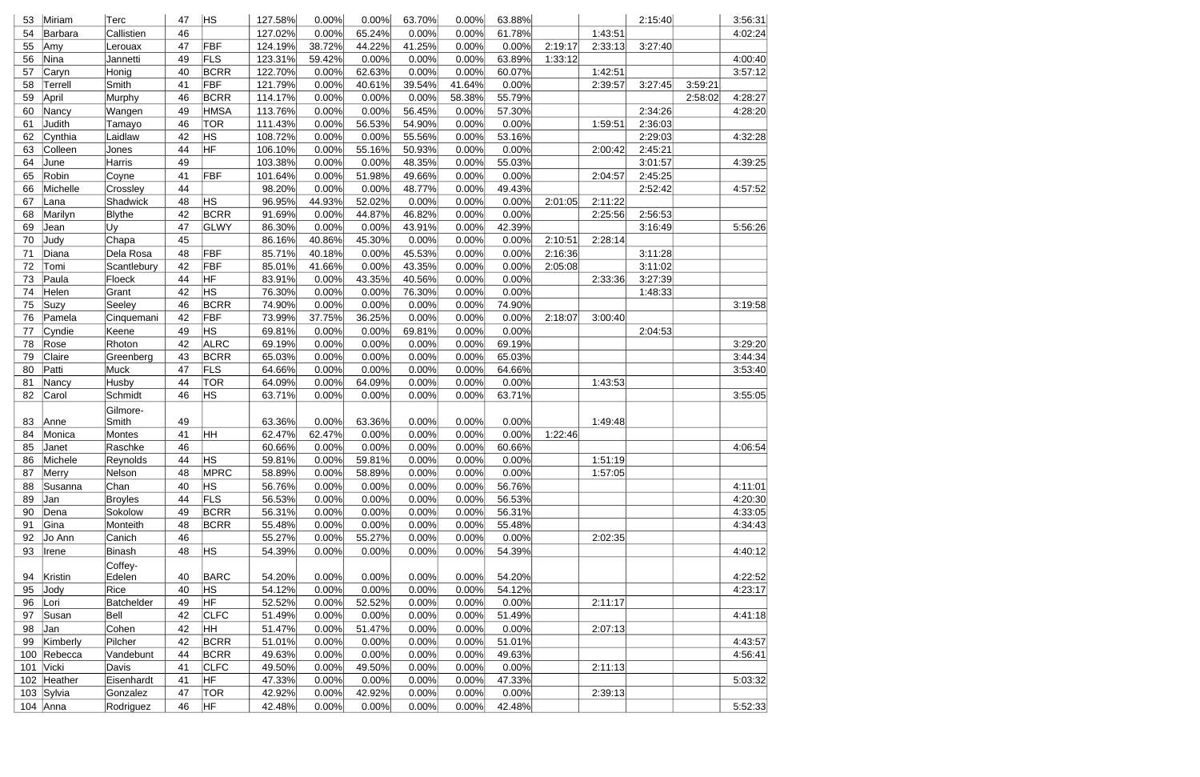| | | | | | | | | | | | | | | | |
|---|---|---|---|---|---|---|---|---|---|---|---|---|---|---|---|
| 53 | Miriam | Terc | 47 | HS | 127.58% | 0.00% | 0.00% | 63.70% | 0.00% | 63.88% | | | 2:15:40 | | 3:56:31 |
| 54 | Barbara | Callistien | 46 | | 127.02% | 0.00% | 65.24% | 0.00% | 0.00% | 61.78% | | 1:43:51 | | | 4:02:24 |
| 55 | Amy | Lerouax | 47 | FBF | 124.19% | 38.72% | 44.22% | 41.25% | 0.00% | 0.00% | 2:19:17 | 2:33:13 | 3:27:40 | | |
| 56 | Nina | Jannetti | 49 | FLS | 123.31% | 59.42% | 0.00% | 0.00% | 0.00% | 63.89% | 1:33:12 | | | | 4:00:40 |
| 57 | Caryn | Honig | 40 | BCRR | 122.70% | 0.00% | 62.63% | 0.00% | 0.00% | 60.07% | | 1:42:51 | | | 3:57:12 |
| 58 | Terrell | Smith | 41 | FBF | 121.79% | 0.00% | 40.61% | 39.54% | 41.64% | 0.00% | | 2:39:57 | 3:27:45 | 3:59:21 | |
| 59 | April | Murphy | 46 | BCRR | 114.17% | 0.00% | 0.00% | 0.00% | 58.38% | 55.79% | | | | 2:58:02 | 4:28:27 |
| 60 | Nancy | Wangen | 49 | HMSA | 113.76% | 0.00% | 0.00% | 56.45% | 0.00% | 57.30% | | | 2:34:26 | | 4:28:20 |
| 61 | Judith | Tamayo | 46 | TOR | 111.43% | 0.00% | 56.53% | 54.90% | 0.00% | 0.00% | | 1:59:51 | 2:36:03 | | |
| 62 | Cynthia | Laidlaw | 42 | HS | 108.72% | 0.00% | 0.00% | 55.56% | 0.00% | 53.16% | | | 2:29:03 | | 4:32:28 |
| 63 | Colleen | Jones | 44 | HF | 106.10% | 0.00% | 55.16% | 50.93% | 0.00% | 0.00% | | 2:00:42 | 2:45:21 | | |
| 64 | June | Harris | 49 | | 103.38% | 0.00% | 0.00% | 48.35% | 0.00% | 55.03% | | | 3:01:57 | | 4:39:25 |
| 65 | Robin | Coyne | 41 | FBF | 101.64% | 0.00% | 51.98% | 49.66% | 0.00% | 0.00% | | 2:04:57 | 2:45:25 | | |
| 66 | Michelle | Crossley | 44 | | 98.20% | 0.00% | 0.00% | 48.77% | 0.00% | 49.43% | | | 2:52:42 | | 4:57:52 |
| 67 | Lana | Shadwick | 48 | HS | 96.95% | 44.93% | 52.02% | 0.00% | 0.00% | 0.00% | 2:01:05 | 2:11:22 | | | |
| 68 | Marilyn | Blythe | 42 | BCRR | 91.69% | 0.00% | 44.87% | 46.82% | 0.00% | 0.00% | | 2:25:56 | 2:56:53 | | |
| 69 | Jean | Uy | 47 | GLWY | 86.30% | 0.00% | 0.00% | 43.91% | 0.00% | 42.39% | | | 3:16:49 | | 5:56:26 |
| 70 | Judy | Chapa | 45 | | 86.16% | 40.86% | 45.30% | 0.00% | 0.00% | 0.00% | 2:10:51 | 2:28:14 | | | |
| 71 | Diana | Dela Rosa | 48 | FBF | 85.71% | 40.18% | 0.00% | 45.53% | 0.00% | 0.00% | 2:16:36 | | 3:11:28 | | |
| 72 | Tomi | Scantlebury | 42 | FBF | 85.01% | 41.66% | 0.00% | 43.35% | 0.00% | 0.00% | 2:05:08 | | 3:11:02 | | |
| 73 | Paula | Floeck | 44 | HF | 83.91% | 0.00% | 43.35% | 40.56% | 0.00% | 0.00% | | 2:33:36 | 3:27:39 | | |
| 74 | Helen | Grant | 42 | HS | 76.30% | 0.00% | 0.00% | 76.30% | 0.00% | 0.00% | | | 1:48:33 | | |
| 75 | Suzy | Seeley | 46 | BCRR | 74.90% | 0.00% | 0.00% | 0.00% | 0.00% | 74.90% | | | | | 3:19:58 |
| 76 | Pamela | Cinquemani | 42 | FBF | 73.99% | 37.75% | 36.25% | 0.00% | 0.00% | 0.00% | 2:18:07 | 3:00:40 | | | |
| 77 | Cyndie | Keene | 49 | HS | 69.81% | 0.00% | 0.00% | 69.81% | 0.00% | 0.00% | | | 2:04:53 | | |
| 78 | Rose | Rhoton | 42 | ALRC | 69.19% | 0.00% | 0.00% | 0.00% | 0.00% | 69.19% | | | | | 3:29:20 |
| 79 | Claire | Greenberg | 43 | BCRR | 65.03% | 0.00% | 0.00% | 0.00% | 0.00% | 65.03% | | | | | 3:44:34 |
| 80 | Patti | Muck | 47 | FLS | 64.66% | 0.00% | 0.00% | 0.00% | 0.00% | 64.66% | | | | | 3:53:40 |
| 81 | Nancy | Husby | 44 | TOR | 64.09% | 0.00% | 64.09% | 0.00% | 0.00% | 0.00% | | 1:43:53 | | | |
| 82 | Carol | Schmidt | 46 | HS | 63.71% | 0.00% | 0.00% | 0.00% | 0.00% | 63.71% | | | | | 3:55:05 |
| 83 | Anne | Gilmore-Smith | 49 | | 63.36% | 0.00% | 63.36% | 0.00% | 0.00% | 0.00% | | 1:49:48 | | | |
| 84 | Monica | Montes | 41 | HH | 62.47% | 62.47% | 0.00% | 0.00% | 0.00% | 0.00% | 1:22:46 | | | | |
| 85 | Janet | Raschke | 46 | | 60.66% | 0.00% | 0.00% | 0.00% | 0.00% | 60.66% | | | | | 4:06:54 |
| 86 | Michele | Reynolds | 44 | HS | 59.81% | 0.00% | 59.81% | 0.00% | 0.00% | 0.00% | | 1:51:19 | | | |
| 87 | Merry | Nelson | 48 | MPRC | 58.89% | 0.00% | 58.89% | 0.00% | 0.00% | 0.00% | | 1:57:05 | | | |
| 88 | Susanna | Chan | 40 | HS | 56.76% | 0.00% | 0.00% | 0.00% | 0.00% | 56.76% | | | | | 4:11:01 |
| 89 | Jan | Broyles | 44 | FLS | 56.53% | 0.00% | 0.00% | 0.00% | 0.00% | 56.53% | | | | | 4:20:30 |
| 90 | Dena | Sokolow | 49 | BCRR | 56.31% | 0.00% | 0.00% | 0.00% | 0.00% | 56.31% | | | | | 4:33:05 |
| 91 | Gina | Monteith | 48 | BCRR | 55.48% | 0.00% | 0.00% | 0.00% | 0.00% | 55.48% | | | | | 4:34:43 |
| 92 | Jo Ann | Canich | 46 | | 55.27% | 0.00% | 55.27% | 0.00% | 0.00% | 0.00% | | 2:02:35 | | | |
| 93 | Irene | Binash | 48 | HS | 54.39% | 0.00% | 0.00% | 0.00% | 0.00% | 54.39% | | | | | 4:40:12 |
| 94 | Kristin | Coffey-Edelen | 40 | BARC | 54.20% | 0.00% | 0.00% | 0.00% | 0.00% | 54.20% | | | | | 4:22:52 |
| 95 | Jody | Rice | 40 | HS | 54.12% | 0.00% | 0.00% | 0.00% | 0.00% | 54.12% | | | | | 4:23:17 |
| 96 | Lori | Batchelder | 49 | HF | 52.52% | 0.00% | 52.52% | 0.00% | 0.00% | 0.00% | | 2:11:17 | | | |
| 97 | Susan | Bell | 42 | CLFC | 51.49% | 0.00% | 0.00% | 0.00% | 0.00% | 51.49% | | | | | 4:41:18 |
| 98 | Jan | Cohen | 42 | HH | 51.47% | 0.00% | 51.47% | 0.00% | 0.00% | 0.00% | | 2:07:13 | | | |
| 99 | Kimberly | Pilcher | 42 | BCRR | 51.01% | 0.00% | 0.00% | 0.00% | 0.00% | 51.01% | | | | | 4:43:57 |
| 100 | Rebecca | Vandebunt | 44 | BCRR | 49.63% | 0.00% | 0.00% | 0.00% | 0.00% | 49.63% | | | | | 4:56:41 |
| 101 | Vicki | Davis | 41 | CLFC | 49.50% | 0.00% | 49.50% | 0.00% | 0.00% | 0.00% | | 2:11:13 | | | |
| 102 | Heather | Eisenhardt | 41 | HF | 47.33% | 0.00% | 0.00% | 0.00% | 0.00% | 47.33% | | | | | 5:03:32 |
| 103 | Sylvia | Gonzalez | 47 | TOR | 42.92% | 0.00% | 42.92% | 0.00% | 0.00% | 0.00% | | 2:39:13 | | | |
| 104 | Anna | Rodriguez | 46 | HF | 42.48% | 0.00% | 0.00% | 0.00% | 0.00% | 42.48% | | | | | 5:52:33 |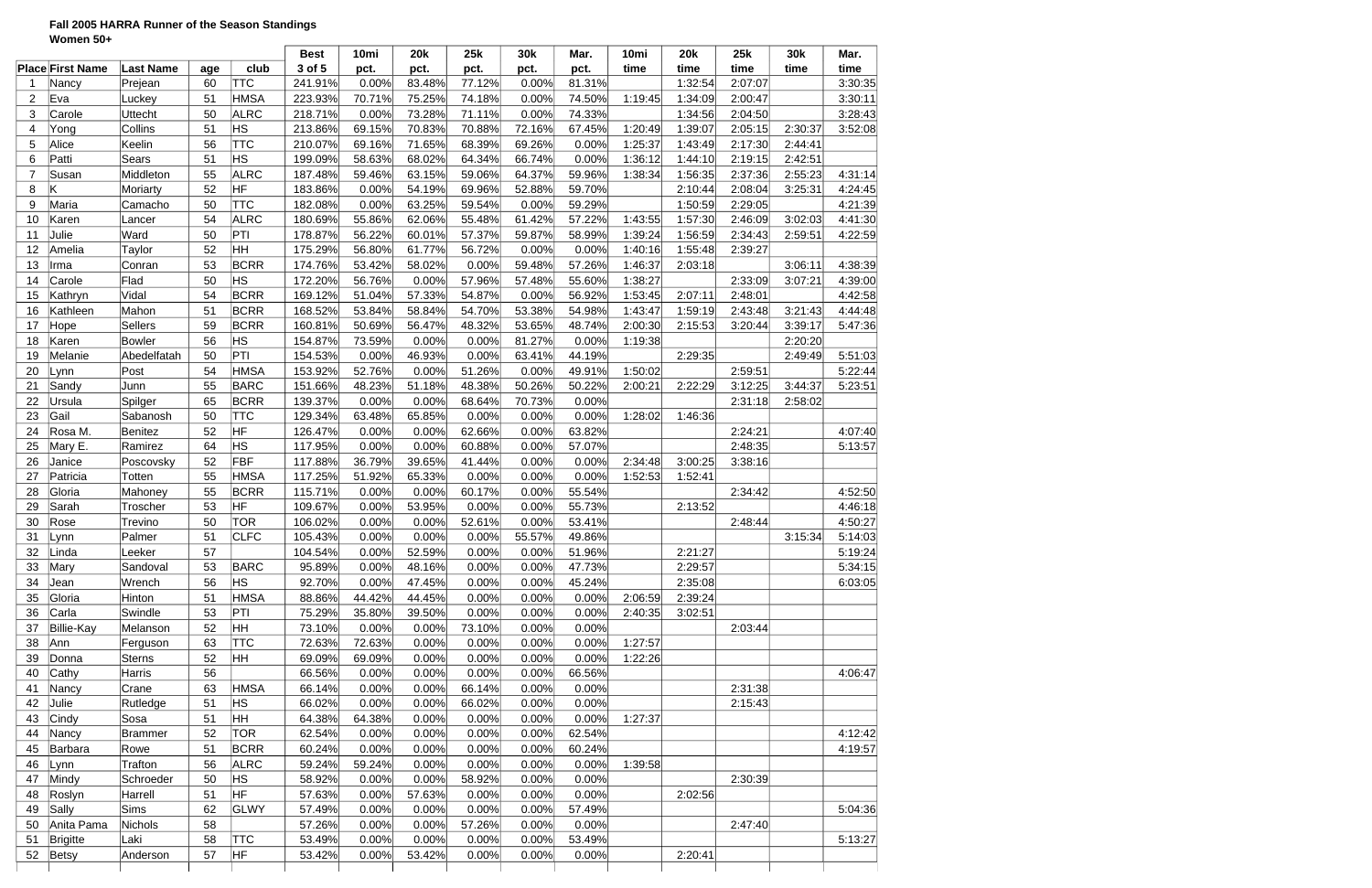**Fall 2005 HARRA Runner of the Season Standings**

**Women 50+**

| Place | First Name | Last Name | age | club | Best 3 of 5 | 10mi pct. | 20k pct. | 25k pct. | 30k pct. | Mar. pct. | 10mi time | 20k time | 25k time | 30k time | Mar. time |
|---|---|---|---|---|---|---|---|---|---|---|---|---|---|---|---|
| 1 | Nancy | Prejean | 60 | TTC | 241.91% | 0.00% | 83.48% | 77.12% | 0.00% | 81.31% | | 1:32:54 | 2:07:07 | | 3:30:35 |
| 2 | Eva | Luckey | 51 | HMSA | 223.93% | 70.71% | 75.25% | 74.18% | 0.00% | 74.50% | 1:19:45 | 1:34:09 | 2:00:47 | | 3:30:11 |
| 3 | Carole | Uttecht | 50 | ALRC | 218.71% | 0.00% | 73.28% | 71.11% | 0.00% | 74.33% | | 1:34:56 | 2:04:50 | | 3:28:43 |
| 4 | Yong | Collins | 51 | HS | 213.86% | 69.15% | 70.83% | 70.88% | 72.16% | 67.45% | 1:20:49 | 1:39:07 | 2:05:15 | 2:30:37 | 3:52:08 |
| 5 | Alice | Keelin | 56 | TTC | 210.07% | 69.16% | 71.65% | 68.39% | 69.26% | 0.00% | 1:25:37 | 1:43:49 | 2:17:30 | 2:44:41 | |
| 6 | Patti | Sears | 51 | HS | 199.09% | 58.63% | 68.02% | 64.34% | 66.74% | 0.00% | 1:36:12 | 1:44:10 | 2:19:15 | 2:42:51 | |
| 7 | Susan | Middleton | 55 | ALRC | 187.48% | 59.46% | 63.15% | 59.06% | 64.37% | 59.96% | 1:38:34 | 1:56:35 | 2:37:36 | 2:55:23 | 4:31:14 |
| 8 | K | Moriarty | 52 | HF | 183.86% | 0.00% | 54.19% | 69.96% | 52.88% | 59.70% | | 2:10:44 | 2:08:04 | 3:25:31 | 4:24:45 |
| 9 | Maria | Camacho | 50 | TTC | 182.08% | 0.00% | 63.25% | 59.54% | 0.00% | 59.29% | | 1:50:59 | 2:29:05 | | 4:21:39 |
| 10 | Karen | Lancer | 54 | ALRC | 180.69% | 55.86% | 62.06% | 55.48% | 61.42% | 57.22% | 1:43:55 | 1:57:30 | 2:46:09 | 3:02:03 | 4:41:30 |
| 11 | Julie | Ward | 50 | PTI | 178.87% | 56.22% | 60.01% | 57.37% | 59.87% | 58.99% | 1:39:24 | 1:56:59 | 2:34:43 | 2:59:51 | 4:22:59 |
| 12 | Amelia | Taylor | 52 | HH | 175.29% | 56.80% | 61.77% | 56.72% | 0.00% | 0.00% | 1:40:16 | 1:55:48 | 2:39:27 | | |
| 13 | Irma | Conran | 53 | BCRR | 174.76% | 53.42% | 58.02% | 0.00% | 59.48% | 57.26% | 1:46:37 | 2:03:18 | | 3:06:11 | 4:38:39 |
| 14 | Carole | Flad | 50 | HS | 172.20% | 56.76% | 0.00% | 57.96% | 57.48% | 55.60% | 1:38:27 | | 2:33:09 | 3:07:21 | 4:39:00 |
| 15 | Kathryn | Vidal | 54 | BCRR | 169.12% | 51.04% | 57.33% | 54.87% | 0.00% | 56.92% | 1:53:45 | 2:07:11 | 2:48:01 | | 4:42:58 |
| 16 | Kathleen | Mahon | 51 | BCRR | 168.52% | 53.84% | 58.84% | 54.70% | 53.38% | 54.98% | 1:43:47 | 1:59:19 | 2:43:48 | 3:21:43 | 4:44:48 |
| 17 | Hope | Sellers | 59 | BCRR | 160.81% | 50.69% | 56.47% | 48.32% | 53.65% | 48.74% | 2:00:30 | 2:15:53 | 3:20:44 | 3:39:17 | 5:47:36 |
| 18 | Karen | Bowler | 56 | HS | 154.87% | 73.59% | 0.00% | 0.00% | 81.27% | 0.00% | 1:19:38 | | | 2:20:20 | |
| 19 | Melanie | Abedelfatah | 50 | PTI | 154.53% | 0.00% | 46.93% | 0.00% | 63.41% | 44.19% | | 2:29:35 | | 2:49:49 | 5:51:03 |
| 20 | Lynn | Post | 54 | HMSA | 153.92% | 52.76% | 0.00% | 51.26% | 0.00% | 49.91% | 1:50:02 | | 2:59:51 | | 5:22:44 |
| 21 | Sandy | Junn | 55 | BARC | 151.66% | 48.23% | 51.18% | 48.38% | 50.26% | 50.22% | 2:00:21 | 2:22:29 | 3:12:25 | 3:44:37 | 5:23:51 |
| 22 | Ursula | Spilger | 65 | BCRR | 139.37% | 0.00% | 0.00% | 68.64% | 70.73% | 0.00% | | | 2:31:18 | 2:58:02 | |
| 23 | Gail | Sabanosh | 50 | TTC | 129.34% | 63.48% | 65.85% | 0.00% | 0.00% | 0.00% | 1:28:02 | 1:46:36 | | | |
| 24 | Rosa M. | Benitez | 52 | HF | 126.47% | 0.00% | 0.00% | 62.66% | 0.00% | 63.82% | | | 2:24:21 | | 4:07:40 |
| 25 | Mary E. | Ramirez | 64 | HS | 117.95% | 0.00% | 0.00% | 60.88% | 0.00% | 57.07% | | | 2:48:35 | | 5:13:57 |
| 26 | Janice | Poscovsky | 52 | FBF | 117.88% | 36.79% | 39.65% | 41.44% | 0.00% | 0.00% | 2:34:48 | 3:00:25 | 3:38:16 | | |
| 27 | Patricia | Totten | 55 | HMSA | 117.25% | 51.92% | 65.33% | 0.00% | 0.00% | 0.00% | 1:52:53 | 1:52:41 | | | |
| 28 | Gloria | Mahoney | 55 | BCRR | 115.71% | 0.00% | 0.00% | 60.17% | 0.00% | 55.54% | | | 2:34:42 | | 4:52:50 |
| 29 | Sarah | Troscher | 53 | HF | 109.67% | 0.00% | 53.95% | 0.00% | 0.00% | 55.73% | | 2:13:52 | | | 4:46:18 |
| 30 | Rose | Trevino | 50 | TOR | 106.02% | 0.00% | 0.00% | 52.61% | 0.00% | 53.41% | | | 2:48:44 | | 4:50:27 |
| 31 | Lynn | Palmer | 51 | CLFC | 105.43% | 0.00% | 0.00% | 0.00% | 55.57% | 49.86% | | | | 3:15:34 | 5:14:03 |
| 32 | Linda | Leeker | 57 | | 104.54% | 0.00% | 52.59% | 0.00% | 0.00% | 51.96% | | 2:21:27 | | | 5:19:24 |
| 33 | Mary | Sandoval | 53 | BARC | 95.89% | 0.00% | 48.16% | 0.00% | 0.00% | 47.73% | | 2:29:57 | | | 5:34:15 |
| 34 | Jean | Wrench | 56 | HS | 92.70% | 0.00% | 47.45% | 0.00% | 0.00% | 45.24% | | 2:35:08 | | | 6:03:05 |
| 35 | Gloria | Hinton | 51 | HMSA | 88.86% | 44.42% | 44.45% | 0.00% | 0.00% | 0.00% | 2:06:59 | 2:39:24 | | | |
| 36 | Carla | Swindle | 53 | PTI | 75.29% | 35.80% | 39.50% | 0.00% | 0.00% | 0.00% | 2:40:35 | 3:02:51 | | | |
| 37 | Billie-Kay | Melanson | 52 | HH | 73.10% | 0.00% | 0.00% | 73.10% | 0.00% | 0.00% | | | 2:03:44 | | |
| 38 | Ann | Ferguson | 63 | TTC | 72.63% | 72.63% | 0.00% | 0.00% | 0.00% | 0.00% | 1:27:57 | | | | |
| 39 | Donna | Sterns | 52 | HH | 69.09% | 69.09% | 0.00% | 0.00% | 0.00% | 0.00% | 1:22:26 | | | | |
| 40 | Cathy | Harris | 56 | | 66.56% | 0.00% | 0.00% | 0.00% | 0.00% | 66.56% | | | | | 4:06:47 |
| 41 | Nancy | Crane | 63 | HMSA | 66.14% | 0.00% | 0.00% | 66.14% | 0.00% | 0.00% | | | 2:31:38 | | |
| 42 | Julie | Rutledge | 51 | HS | 66.02% | 0.00% | 0.00% | 66.02% | 0.00% | 0.00% | | | 2:15:43 | | |
| 43 | Cindy | Sosa | 51 | HH | 64.38% | 64.38% | 0.00% | 0.00% | 0.00% | 0.00% | 1:27:37 | | | | |
| 44 | Nancy | Brammer | 52 | TOR | 62.54% | 0.00% | 0.00% | 0.00% | 0.00% | 62.54% | | | | | 4:12:42 |
| 45 | Barbara | Rowe | 51 | BCRR | 60.24% | 0.00% | 0.00% | 0.00% | 0.00% | 60.24% | | | | | 4:19:57 |
| 46 | Lynn | Trafton | 56 | ALRC | 59.24% | 59.24% | 0.00% | 0.00% | 0.00% | 0.00% | 1:39:58 | | | | |
| 47 | Mindy | Schroeder | 50 | HS | 58.92% | 0.00% | 0.00% | 58.92% | 0.00% | 0.00% | | | 2:30:39 | | |
| 48 | Roslyn | Harrell | 51 | HF | 57.63% | 0.00% | 57.63% | 0.00% | 0.00% | 0.00% | | 2:02:56 | | | |
| 49 | Sally | Sims | 62 | GLWY | 57.49% | 0.00% | 0.00% | 0.00% | 0.00% | 57.49% | | | | | 5:04:36 |
| 50 | Anita Pama | Nichols | 58 | | 57.26% | 0.00% | 0.00% | 57.26% | 0.00% | 0.00% | | | 2:47:40 | | |
| 51 | Brigitte | Laki | 58 | TTC | 53.49% | 0.00% | 0.00% | 0.00% | 0.00% | 53.49% | | | | | 5:13:27 |
| 52 | Betsy | Anderson | 57 | HF | 53.42% | 0.00% | 53.42% | 0.00% | 0.00% | 0.00% | | 2:20:41 | | | |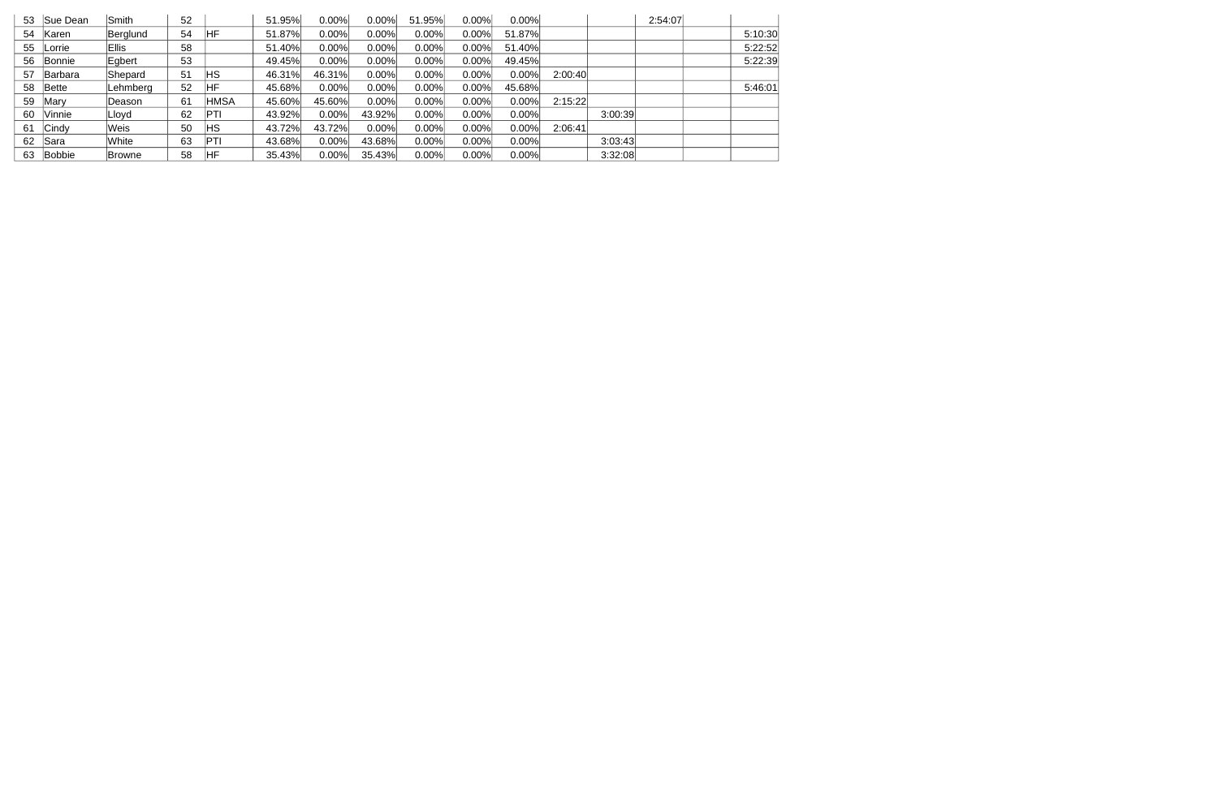| | | | | | | | | | | | | | | | | |
|---|---|---|---|---|---|---|---|---|---|---|---|---|---|---|---|---|
| 53 | Sue Dean | Smith | 52 | | 51.95% | 0.00% | 0.00% | 51.95% | 0.00% | 0.00% | | | 2:54:07 | | |
| 54 | Karen | Berglund | 54 | HF | 51.87% | 0.00% | 0.00% | 0.00% | 0.00% | 51.87% | | | | | 5:10:30 |
| 55 | Lorrie | Ellis | 58 | | 51.40% | 0.00% | 0.00% | 0.00% | 0.00% | 51.40% | | | | | 5:22:52 |
| 56 | Bonnie | Egbert | 53 | | 49.45% | 0.00% | 0.00% | 0.00% | 0.00% | 49.45% | | | | | 5:22:39 |
| 57 | Barbara | Shepard | 51 | HS | 46.31% | 46.31% | 0.00% | 0.00% | 0.00% | 0.00% | 2:00:40 | | | | |
| 58 | Bette | Lehmberg | 52 | HF | 45.68% | 0.00% | 0.00% | 0.00% | 0.00% | 45.68% | | | | | 5:46:01 |
| 59 | Mary | Deason | 61 | HMSA | 45.60% | 45.60% | 0.00% | 0.00% | 0.00% | 0.00% | 2:15:22 | | | | |
| 60 | Vinnie | Lloyd | 62 | PTI | 43.92% | 0.00% | 43.92% | 0.00% | 0.00% | 0.00% | | 3:00:39 | | | |
| 61 | Cindy | Weis | 50 | HS | 43.72% | 43.72% | 0.00% | 0.00% | 0.00% | 0.00% | 2:06:41 | | | | |
| 62 | Sara | White | 63 | PTI | 43.68% | 0.00% | 43.68% | 0.00% | 0.00% | 0.00% | | 3:03:43 | | | |
| 63 | Bobbie | Browne | 58 | HF | 35.43% | 0.00% | 35.43% | 0.00% | 0.00% | 0.00% | | 3:32:08 | | | |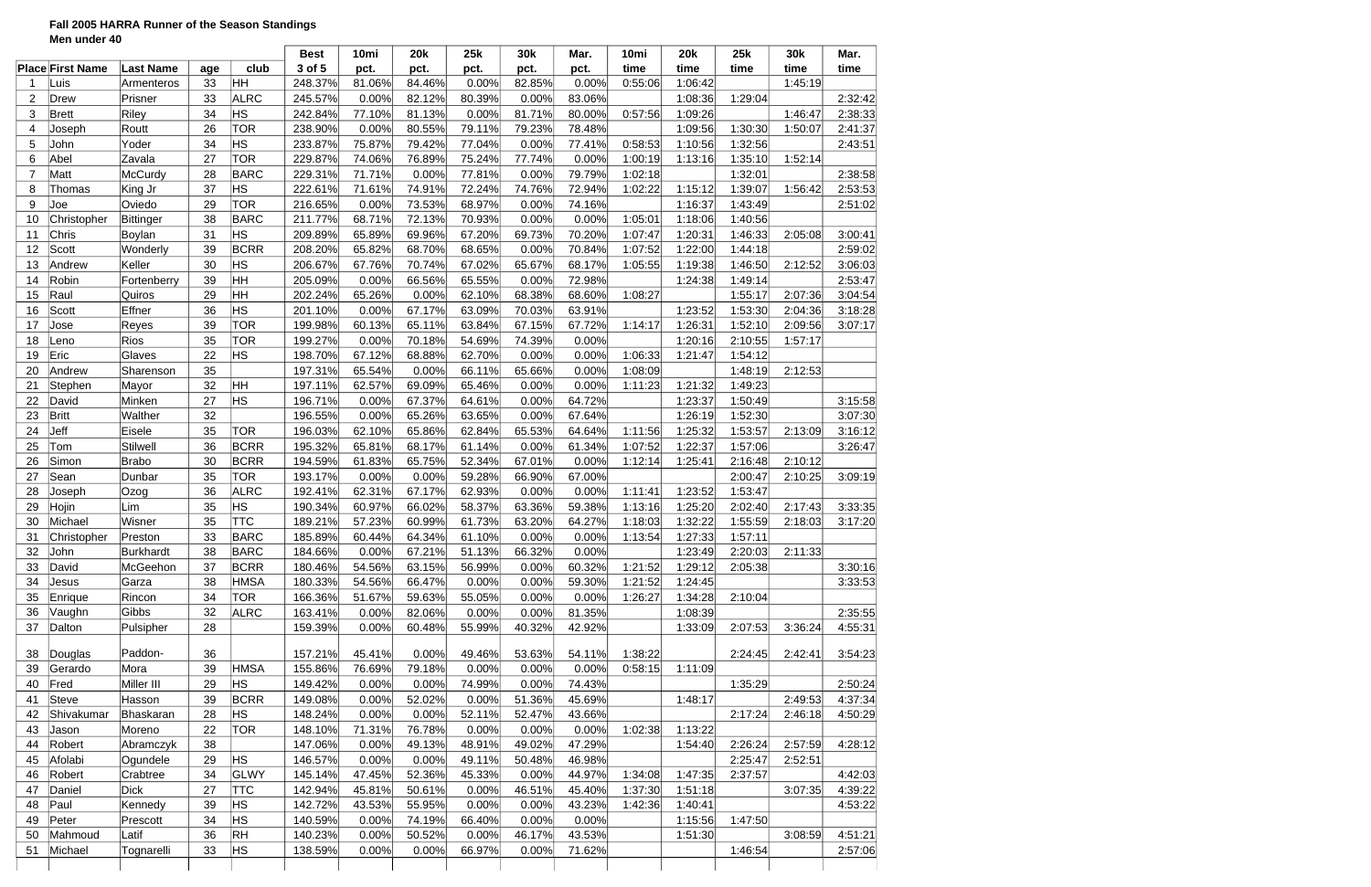**Fall 2005 HARRA Runner of the Season Standings**

**Men under 40**

| Place | First Name | Last Name | age | club | Best 3 of 5 | 10mi pct. | 20k pct. | 25k pct. | 30k pct. | Mar. pct. | 10mi time | 20k time | 25k time | 30k time | Mar. time |
|---|---|---|---|---|---|---|---|---|---|---|---|---|---|---|---|
| 1 | Luis | Armenteros | 33 | HH | 248.37% | 81.06% | 84.46% | 0.00% | 82.85% | 0.00% | 0:55:06 | 1:06:42 | | 1:45:19 | |
| 2 | Drew | Prisner | 33 | ALRC | 245.57% | 0.00% | 82.12% | 80.39% | 0.00% | 83.06% | | 1:08:36 | 1:29:04 | | 2:32:42 |
| 3 | Brett | Riley | 34 | HS | 242.84% | 77.10% | 81.13% | 0.00% | 81.71% | 80.00% | 0:57:56 | 1:09:26 | | 1:46:47 | 2:38:33 |
| 4 | Joseph | Routt | 26 | TOR | 238.90% | 0.00% | 80.55% | 79.11% | 79.23% | 78.48% | | 1:09:56 | 1:30:30 | 1:50:07 | 2:41:37 |
| 5 | John | Yoder | 34 | HS | 233.87% | 75.87% | 79.42% | 77.04% | 0.00% | 77.41% | 0:58:53 | 1:10:56 | 1:32:56 | | 2:43:51 |
| 6 | Abel | Zavala | 27 | TOR | 229.87% | 74.06% | 76.89% | 75.24% | 77.74% | 0.00% | 1:00:19 | 1:13:16 | 1:35:10 | 1:52:14 | |
| 7 | Matt | McCurdy | 28 | BARC | 229.31% | 71.71% | 0.00% | 77.81% | 0.00% | 79.79% | 1:02:18 | | 1:32:01 | | 2:38:58 |
| 8 | Thomas | King Jr | 37 | HS | 222.61% | 71.61% | 74.91% | 72.24% | 74.76% | 72.94% | 1:02:22 | 1:15:12 | 1:39:07 | 1:56:42 | 2:53:53 |
| 9 | Joe | Oviedo | 29 | TOR | 216.65% | 0.00% | 73.53% | 68.97% | 0.00% | 74.16% | | 1:16:37 | 1:43:49 | | 2:51:02 |
| 10 | Christopher | Bittinger | 38 | BARC | 211.77% | 68.71% | 72.13% | 70.93% | 0.00% | 0.00% | 1:05:01 | 1:18:06 | 1:40:56 | | |
| 11 | Chris | Boylan | 31 | HS | 209.89% | 65.89% | 69.96% | 67.20% | 69.73% | 70.20% | 1:07:47 | 1:20:31 | 1:46:33 | 2:05:08 | 3:00:41 |
| 12 | Scott | Wonderly | 39 | BCRR | 208.20% | 65.82% | 68.70% | 68.65% | 0.00% | 70.84% | 1:07:52 | 1:22:00 | 1:44:18 | | 2:59:02 |
| 13 | Andrew | Keller | 30 | HS | 206.67% | 67.76% | 70.74% | 67.02% | 65.67% | 68.17% | 1:05:55 | 1:19:38 | 1:46:50 | 2:12:52 | 3:06:03 |
| 14 | Robin | Fortenberry | 39 | HH | 205.09% | 0.00% | 66.56% | 65.55% | 0.00% | 72.98% | | 1:24:38 | 1:49:14 | | 2:53:47 |
| 15 | Raul | Quiros | 29 | HH | 202.24% | 65.26% | 0.00% | 62.10% | 68.38% | 68.60% | 1:08:27 | | 1:55:17 | 2:07:36 | 3:04:54 |
| 16 | Scott | Effner | 36 | HS | 201.10% | 0.00% | 67.17% | 63.09% | 70.03% | 63.91% | | 1:23:52 | 1:53:30 | 2:04:36 | 3:18:28 |
| 17 | Jose | Reyes | 39 | TOR | 199.98% | 60.13% | 65.11% | 63.84% | 67.15% | 67.72% | 1:14:17 | 1:26:31 | 1:52:10 | 2:09:56 | 3:07:17 |
| 18 | Leno | Rios | 35 | TOR | 199.27% | 0.00% | 70.18% | 54.69% | 74.39% | 0.00% | | 1:20:16 | 2:10:55 | 1:57:17 | |
| 19 | Eric | Glaves | 22 | HS | 198.70% | 67.12% | 68.88% | 62.70% | 0.00% | 0.00% | 1:06:33 | 1:21:47 | 1:54:12 | | |
| 20 | Andrew | Sharenson | 35 | | 197.31% | 65.54% | 0.00% | 66.11% | 65.66% | 0.00% | 1:08:09 | | 1:48:19 | 2:12:53 | |
| 21 | Stephen | Mayor | 32 | HH | 197.11% | 62.57% | 69.09% | 65.46% | 0.00% | 0.00% | 1:11:23 | 1:21:32 | 1:49:23 | | |
| 22 | David | Minken | 27 | HS | 196.71% | 0.00% | 67.37% | 64.61% | 0.00% | 64.72% | | 1:23:37 | 1:50:49 | | 3:15:58 |
| 23 | Britt | Walther | 32 | | 196.55% | 0.00% | 65.26% | 63.65% | 0.00% | 67.64% | | 1:26:19 | 1:52:30 | | 3:07:30 |
| 24 | Jeff | Eisele | 35 | TOR | 196.03% | 62.10% | 65.86% | 62.84% | 65.53% | 64.64% | 1:11:56 | 1:25:32 | 1:53:57 | 2:13:09 | 3:16:12 |
| 25 | Tom | Stilwell | 36 | BCRR | 195.32% | 65.81% | 68.17% | 61.14% | 0.00% | 61.34% | 1:07:52 | 1:22:37 | 1:57:06 | | 3:26:47 |
| 26 | Simon | Brabo | 30 | BCRR | 194.59% | 61.83% | 65.75% | 52.34% | 67.01% | 0.00% | 1:12:14 | 1:25:41 | 2:16:48 | 2:10:12 | |
| 27 | Sean | Dunbar | 35 | TOR | 193.17% | 0.00% | 0.00% | 59.28% | 66.90% | 67.00% | | | 2:00:47 | 2:10:25 | 3:09:19 |
| 28 | Joseph | Ozog | 36 | ALRC | 192.41% | 62.31% | 67.17% | 62.93% | 0.00% | 0.00% | 1:11:41 | 1:23:52 | 1:53:47 | | |
| 29 | Hojin | Lim | 35 | HS | 190.34% | 60.97% | 66.02% | 58.37% | 63.36% | 59.38% | 1:13:16 | 1:25:20 | 2:02:40 | 2:17:43 | 3:33:35 |
| 30 | Michael | Wisner | 35 | TTC | 189.21% | 57.23% | 60.99% | 61.73% | 63.20% | 64.27% | 1:18:03 | 1:32:22 | 1:55:59 | 2:18:03 | 3:17:20 |
| 31 | Christopher | Preston | 33 | BARC | 185.89% | 60.44% | 64.34% | 61.10% | 0.00% | 0.00% | 1:13:54 | 1:27:33 | 1:57:11 | | |
| 32 | John | Burkhardt | 38 | BARC | 184.66% | 0.00% | 67.21% | 51.13% | 66.32% | 0.00% | | 1:23:49 | 2:20:03 | 2:11:33 | |
| 33 | David | McGeehon | 37 | BCRR | 180.46% | 54.56% | 63.15% | 56.99% | 0.00% | 60.32% | 1:21:52 | 1:29:12 | 2:05:38 | | 3:30:16 |
| 34 | Jesus | Garza | 38 | HMSA | 180.33% | 54.56% | 66.47% | 0.00% | 0.00% | 59.30% | 1:21:52 | 1:24:45 | | | 3:33:53 |
| 35 | Enrique | Rincon | 34 | TOR | 166.36% | 51.67% | 59.63% | 55.05% | 0.00% | 0.00% | 1:26:27 | 1:34:28 | 2:10:04 | | |
| 36 | Vaughn | Gibbs | 32 | ALRC | 163.41% | 0.00% | 82.06% | 0.00% | 0.00% | 81.35% | | 1:08:39 | | | 2:35:55 |
| 37 | Dalton | Pulsipher | 28 | | 159.39% | 0.00% | 60.48% | 55.99% | 40.32% | 42.92% | | 1:33:09 | 2:07:53 | 3:36:24 | 4:55:31 |
| 38 | Douglas | Paddon- | 36 | | 157.21% | 45.41% | 0.00% | 49.46% | 53.63% | 54.11% | 1:38:22 | | 2:24:45 | 2:42:41 | 3:54:23 |
| 39 | Gerardo | Mora | 39 | HMSA | 155.86% | 76.69% | 79.18% | 0.00% | 0.00% | 0.00% | 0:58:15 | 1:11:09 | | | |
| 40 | Fred | Miller III | 29 | HS | 149.42% | 0.00% | 0.00% | 74.99% | 0.00% | 74.43% | | | 1:35:29 | | 2:50:24 |
| 41 | Steve | Hasson | 39 | BCRR | 149.08% | 0.00% | 52.02% | 0.00% | 51.36% | 45.69% | | 1:48:17 | | 2:49:53 | 4:37:34 |
| 42 | Shivakumar | Bhaskaran | 28 | HS | 148.24% | 0.00% | 0.00% | 52.11% | 52.47% | 43.66% | | | 2:17:24 | 2:46:18 | 4:50:29 |
| 43 | Jason | Moreno | 22 | TOR | 148.10% | 71.31% | 76.78% | 0.00% | 0.00% | 0.00% | 1:02:38 | 1:13:22 | | | |
| 44 | Robert | Abramczyk | 38 | | 147.06% | 0.00% | 49.13% | 48.91% | 49.02% | 47.29% | | 1:54:40 | 2:26:24 | 2:57:59 | 4:28:12 |
| 45 | Afolabi | Ogundele | 29 | HS | 146.57% | 0.00% | 0.00% | 49.11% | 50.48% | 46.98% | | | 2:25:47 | 2:52:51 | |
| 46 | Robert | Crabtree | 34 | GLWY | 145.14% | 47.45% | 52.36% | 45.33% | 0.00% | 44.97% | 1:34:08 | 1:47:35 | 2:37:57 | | 4:42:03 |
| 47 | Daniel | Dick | 27 | TTC | 142.94% | 45.81% | 50.61% | 0.00% | 46.51% | 45.40% | 1:37:30 | 1:51:18 | | 3:07:35 | 4:39:22 |
| 48 | Paul | Kennedy | 39 | HS | 142.72% | 43.53% | 55.95% | 0.00% | 0.00% | 43.23% | 1:42:36 | 1:40:41 | | | 4:53:22 |
| 49 | Peter | Prescott | 34 | HS | 140.59% | 0.00% | 74.19% | 66.40% | 0.00% | 0.00% | | 1:15:56 | 1:47:50 | | |
| 50 | Mahmoud | Latif | 36 | RH | 140.23% | 0.00% | 50.52% | 0.00% | 46.17% | 43.53% | | 1:51:30 | | 3:08:59 | 4:51:21 |
| 51 | Michael | Tognarelli | 33 | HS | 138.59% | 0.00% | 0.00% | 66.97% | 0.00% | 71.62% | | | 1:46:54 | | 2:57:06 |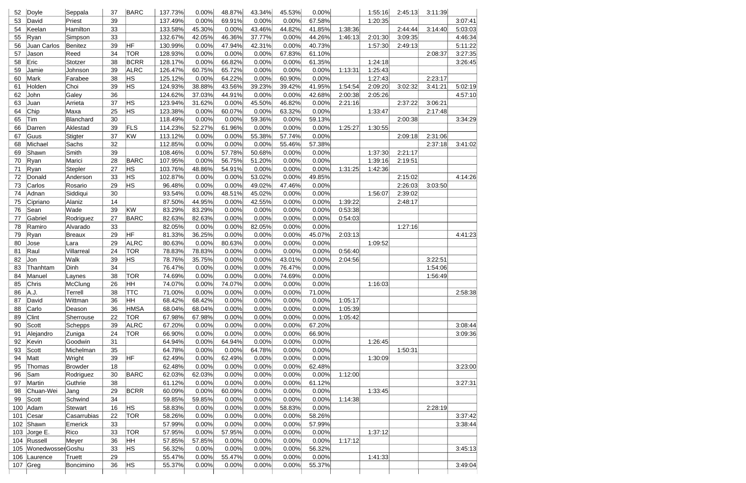| | | | | | | | | | | | | | | | |
|---|---|---|---|---|---|---|---|---|---|---|---|---|---|---|---|
| 52 | Doyle | Seppala | 37 | BARC | 137.73% | 0.00% | 48.87% | 43.34% | 45.53% | 0.00% | | 1:55:16 | 2:45:13 | 3:11:39 | |
| 53 | David | Priest | 39 | | 137.49% | 0.00% | 69.91% | 0.00% | 0.00% | 67.58% | | 1:20:35 | | | 3:07:41 |
| 54 | Keelan | Hamilton | 33 | | 133.58% | 45.30% | 0.00% | 43.46% | 44.82% | 41.85% | 1:38:36 | | 2:44:44 | 3:14:40 | 5:03:03 |
| 55 | Ryan | Simpson | 33 | | 132.67% | 42.05% | 46.36% | 37.77% | 0.00% | 44.26% | 1:46:13 | 2:01:30 | 3:09:35 | | 4:46:34 |
| 56 | Juan Carlos | Benitez | 39 | HF | 130.99% | 0.00% | 47.94% | 42.31% | 0.00% | 40.73% | | 1:57:30 | 2:49:13 | | 5:11:22 |
| 57 | Jason | Reed | 34 | TOR | 128.93% | 0.00% | 0.00% | 0.00% | 67.83% | 61.10% | | | | 2:08:37 | 3:27:35 |
| 58 | Eric | Stotzer | 38 | BCRR | 128.17% | 0.00% | 66.82% | 0.00% | 0.00% | 61.35% | | 1:24:18 | | | 3:26:45 |
| 59 | Jamie | Johnson | 39 | ALRC | 126.47% | 60.75% | 65.72% | 0.00% | 0.00% | 0.00% | 1:13:31 | 1:25:43 | | | |
| 60 | Mark | Farabee | 38 | HS | 125.12% | 0.00% | 64.22% | 0.00% | 60.90% | 0.00% | | 1:27:43 | | 2:23:17 | |
| 61 | Holden | Choi | 39 | HS | 124.93% | 38.88% | 43.56% | 39.23% | 39.42% | 41.95% | 1:54:54 | 2:09:20 | 3:02:32 | 3:41:21 | 5:02:19 |
| 62 | John | Galey | 36 | | 124.62% | 37.03% | 44.91% | 0.00% | 0.00% | 42.68% | 2:00:38 | 2:05:26 | | | 4:57:10 |
| 63 | Juan | Arrieta | 37 | HS | 123.94% | 31.62% | 0.00% | 45.50% | 46.82% | 0.00% | 2:21:16 | | 2:37:22 | 3:06:21 | |
| 64 | Chip | Maxa | 25 | HS | 123.38% | 0.00% | 60.07% | 0.00% | 63.32% | 0.00% | | 1:33:47 | | 2:17:48 | |
| 65 | Tim | Blanchard | 30 | | 118.49% | 0.00% | 0.00% | 59.36% | 0.00% | 59.13% | | | 2:00:38 | | 3:34:29 |
| 66 | Darren | Aklestad | 39 | FLS | 114.23% | 52.27% | 61.96% | 0.00% | 0.00% | 0.00% | 1:25:27 | 1:30:55 | | | |
| 67 | Guus | Stigter | 37 | KW | 113.12% | 0.00% | 0.00% | 55.38% | 57.74% | 0.00% | | | 2:09:18 | 2:31:06 | |
| 68 | Michael | Sachs | 32 | | 112.85% | 0.00% | 0.00% | 0.00% | 55.46% | 57.38% | | | | 2:37:18 | 3:41:02 |
| 69 | Shawn | Smith | 39 | | 108.46% | 0.00% | 57.78% | 50.68% | 0.00% | 0.00% | | 1:37:30 | 2:21:17 | | |
| 70 | Ryan | Marici | 28 | BARC | 107.95% | 0.00% | 56.75% | 51.20% | 0.00% | 0.00% | | 1:39:16 | 2:19:51 | | |
| 71 | Ryan | Stepler | 27 | HS | 103.76% | 48.86% | 54.91% | 0.00% | 0.00% | 0.00% | 1:31:25 | 1:42:36 | | | |
| 72 | Donald | Anderson | 33 | HS | 102.87% | 0.00% | 0.00% | 53.02% | 0.00% | 49.85% | | | 2:15:02 | | 4:14:26 |
| 73 | Carlos | Rosario | 29 | HS | 96.48% | 0.00% | 0.00% | 49.02% | 47.46% | 0.00% | | | 2:26:03 | 3:03:50 | |
| 74 | Adnan | Siddiqui | 30 | | 93.54% | 0.00% | 48.51% | 45.02% | 0.00% | 0.00% | | 1:56:07 | 2:39:02 | | |
| 75 | Cipriano | Alaniz | 14 | | 87.50% | 44.95% | 0.00% | 42.55% | 0.00% | 0.00% | 1:39:22 | | 2:48:17 | | |
| 76 | Sean | Wade | 39 | KW | 83.29% | 83.29% | 0.00% | 0.00% | 0.00% | 0.00% | 0:53:38 | | | | |
| 77 | Gabriel | Rodriguez | 27 | BARC | 82.63% | 82.63% | 0.00% | 0.00% | 0.00% | 0.00% | 0:54:03 | | | | |
| 78 | Ramiro | Alvarado | 33 | | 82.05% | 0.00% | 0.00% | 82.05% | 0.00% | 0.00% | | | 1:27:16 | | |
| 79 | Ryan | Breaux | 29 | HF | 81.33% | 36.25% | 0.00% | 0.00% | 0.00% | 45.07% | 2:03:13 | | | | 4:41:23 |
| 80 | Jose | Lara | 29 | ALRC | 80.63% | 0.00% | 80.63% | 0.00% | 0.00% | 0.00% | | 1:09:52 | | | |
| 81 | Raul | Villarreal | 24 | TOR | 78.83% | 78.83% | 0.00% | 0.00% | 0.00% | 0.00% | 0:56:40 | | | | |
| 82 | Jon | Walk | 39 | HS | 78.76% | 35.75% | 0.00% | 0.00% | 43.01% | 0.00% | 2:04:56 | | | 3:22:51 | |
| 83 | Thanhtam | Dinh | 34 | | 76.47% | 0.00% | 0.00% | 0.00% | 76.47% | 0.00% | | | | 1:54:06 | |
| 84 | Manuel | Laynes | 38 | TOR | 74.69% | 0.00% | 0.00% | 0.00% | 74.69% | 0.00% | | | | 1:56:49 | |
| 85 | Chris | McClung | 26 | HH | 74.07% | 0.00% | 74.07% | 0.00% | 0.00% | 0.00% | | 1:16:03 | | | |
| 86 | A.J. | Terrell | 38 | TTC | 71.00% | 0.00% | 0.00% | 0.00% | 0.00% | 71.00% | | | | | 2:58:38 |
| 87 | David | Wittman | 36 | HH | 68.42% | 68.42% | 0.00% | 0.00% | 0.00% | 0.00% | 1:05:17 | | | | |
| 88 | Carlo | Deason | 36 | HMSA | 68.04% | 68.04% | 0.00% | 0.00% | 0.00% | 0.00% | 1:05:39 | | | | |
| 89 | Clint | Sherrouse | 22 | TOR | 67.98% | 67.98% | 0.00% | 0.00% | 0.00% | 0.00% | 1:05:42 | | | | |
| 90 | Scott | Schepps | 39 | ALRC | 67.20% | 0.00% | 0.00% | 0.00% | 0.00% | 67.20% | | | | | 3:08:44 |
| 91 | Alejandro | Zuniga | 24 | TOR | 66.90% | 0.00% | 0.00% | 0.00% | 0.00% | 66.90% | | | | | 3:09:36 |
| 92 | Kevin | Goodwin | 31 | | 64.94% | 0.00% | 64.94% | 0.00% | 0.00% | 0.00% | | 1:26:45 | | | |
| 93 | Scott | Michelman | 35 | | 64.78% | 0.00% | 0.00% | 64.78% | 0.00% | 0.00% | | | 1:50:31 | | |
| 94 | Matt | Wright | 39 | HF | 62.49% | 0.00% | 62.49% | 0.00% | 0.00% | 0.00% | | 1:30:09 | | | |
| 95 | Thomas | Browder | 18 | | 62.48% | 0.00% | 0.00% | 0.00% | 0.00% | 62.48% | | | | | 3:23:00 |
| 96 | Sam | Rodriguez | 30 | BARC | 62.03% | 62.03% | 0.00% | 0.00% | 0.00% | 0.00% | 1:12:00 | | | | |
| 97 | Martin | Guthrie | 38 | | 61.12% | 0.00% | 0.00% | 0.00% | 0.00% | 61.12% | | | | | 3:27:31 |
| 98 | Chuan-Wei | Jang | 29 | BCRR | 60.09% | 0.00% | 60.09% | 0.00% | 0.00% | 0.00% | | 1:33:45 | | | |
| 99 | Scott | Schwind | 34 | | 59.85% | 59.85% | 0.00% | 0.00% | 0.00% | 0.00% | 1:14:38 | | | | |
| 100 | Adam | Stewart | 16 | HS | 58.83% | 0.00% | 0.00% | 0.00% | 58.83% | 0.00% | | | | 2:28:19 | |
| 101 | Cesar | Casarrubias | 22 | TOR | 58.26% | 0.00% | 0.00% | 0.00% | 0.00% | 58.26% | | | | | 3:37:42 |
| 102 | Shawn | Emerick | 33 | | 57.99% | 0.00% | 0.00% | 0.00% | 0.00% | 57.99% | | | | | 3:38:44 |
| 103 | Jorge E. | Rico | 33 | TOR | 57.95% | 0.00% | 57.95% | 0.00% | 0.00% | 0.00% | | 1:37:12 | | | |
| 104 | Russell | Meyer | 36 | HH | 57.85% | 57.85% | 0.00% | 0.00% | 0.00% | 0.00% | 1:17:12 | | | | |
| 105 | Wonedwosser | Goshu | 33 | HS | 56.32% | 0.00% | 0.00% | 0.00% | 0.00% | 56.32% | | | | | 3:45:13 |
| 106 | Laurence | Truett | 29 | | 55.47% | 0.00% | 55.47% | 0.00% | 0.00% | 0.00% | | 1:41:33 | | | |
| 107 | Greg | Boncimino | 36 | HS | 55.37% | 0.00% | 0.00% | 0.00% | 0.00% | 55.37% | | | | | 3:49:04 |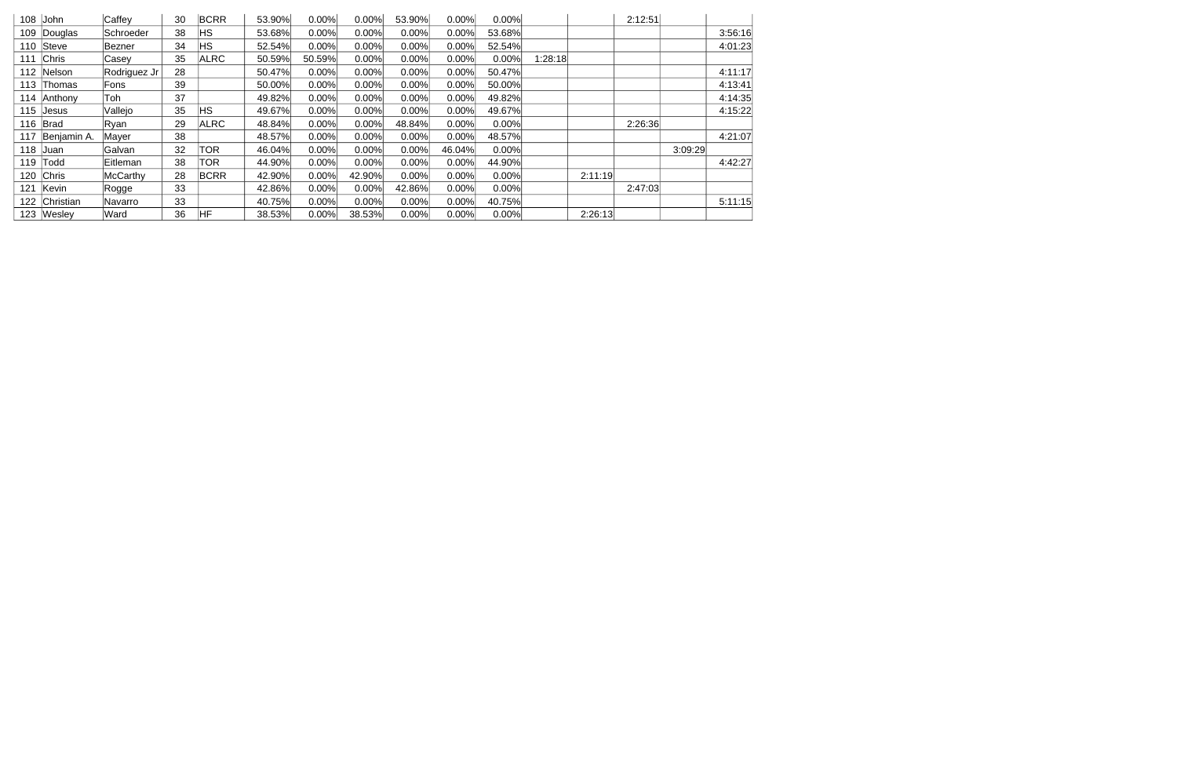| | | | | | | | | | | | | | | | |
|---|---|---|---|---|---|---|---|---|---|---|---|---|---|---|---|
| 108 | John | Caffey | 30 | BCRR | 53.90% | 0.00% | 0.00% | 53.90% | 0.00% | 0.00% | | | 2:12:51 | | |
| 109 | Douglas | Schroeder | 38 | HS | 53.68% | 0.00% | 0.00% | 0.00% | 0.00% | 53.68% | | | | | 3:56:16 |
| 110 | Steve | Bezner | 34 | HS | 52.54% | 0.00% | 0.00% | 0.00% | 0.00% | 52.54% | | | | | 4:01:23 |
| 111 | Chris | Casey | 35 | ALRC | 50.59% | 50.59% | 0.00% | 0.00% | 0.00% | 0.00% | 1:28:18 | | | | |
| 112 | Nelson | Rodriguez Jr | 28 | | 50.47% | 0.00% | 0.00% | 0.00% | 0.00% | 50.47% | | | | | 4:11:17 |
| 113 | Thomas | Fons | 39 | | 50.00% | 0.00% | 0.00% | 0.00% | 0.00% | 50.00% | | | | | 4:13:41 |
| 114 | Anthony | Toh | 37 | | 49.82% | 0.00% | 0.00% | 0.00% | 0.00% | 49.82% | | | | | 4:14:35 |
| 115 | Jesus | Vallejo | 35 | HS | 49.67% | 0.00% | 0.00% | 0.00% | 0.00% | 49.67% | | | | | 4:15:22 |
| 116 | Brad | Ryan | 29 | ALRC | 48.84% | 0.00% | 0.00% | 48.84% | 0.00% | 0.00% | | | 2:26:36 | | |
| 117 | Benjamin A. | Mayer | 38 | | 48.57% | 0.00% | 0.00% | 0.00% | 0.00% | 48.57% | | | | | 4:21:07 |
| 118 | Juan | Galvan | 32 | TOR | 46.04% | 0.00% | 0.00% | 0.00% | 46.04% | 0.00% | | | | 3:09:29 | |
| 119 | Todd | Eitleman | 38 | TOR | 44.90% | 0.00% | 0.00% | 0.00% | 0.00% | 44.90% | | | | | 4:42:27 |
| 120 | Chris | McCarthy | 28 | BCRR | 42.90% | 0.00% | 42.90% | 0.00% | 0.00% | 0.00% | | 2:11:19 | | | |
| 121 | Kevin | Rogge | 33 | | 42.86% | 0.00% | 0.00% | 42.86% | 0.00% | 0.00% | | | 2:47:03 | | |
| 122 | Christian | Navarro | 33 | | 40.75% | 0.00% | 0.00% | 0.00% | 0.00% | 40.75% | | | | | 5:11:15 |
| 123 | Wesley | Ward | 36 | HF | 38.53% | 0.00% | 38.53% | 0.00% | 0.00% | 0.00% | | 2:26:13 | | | |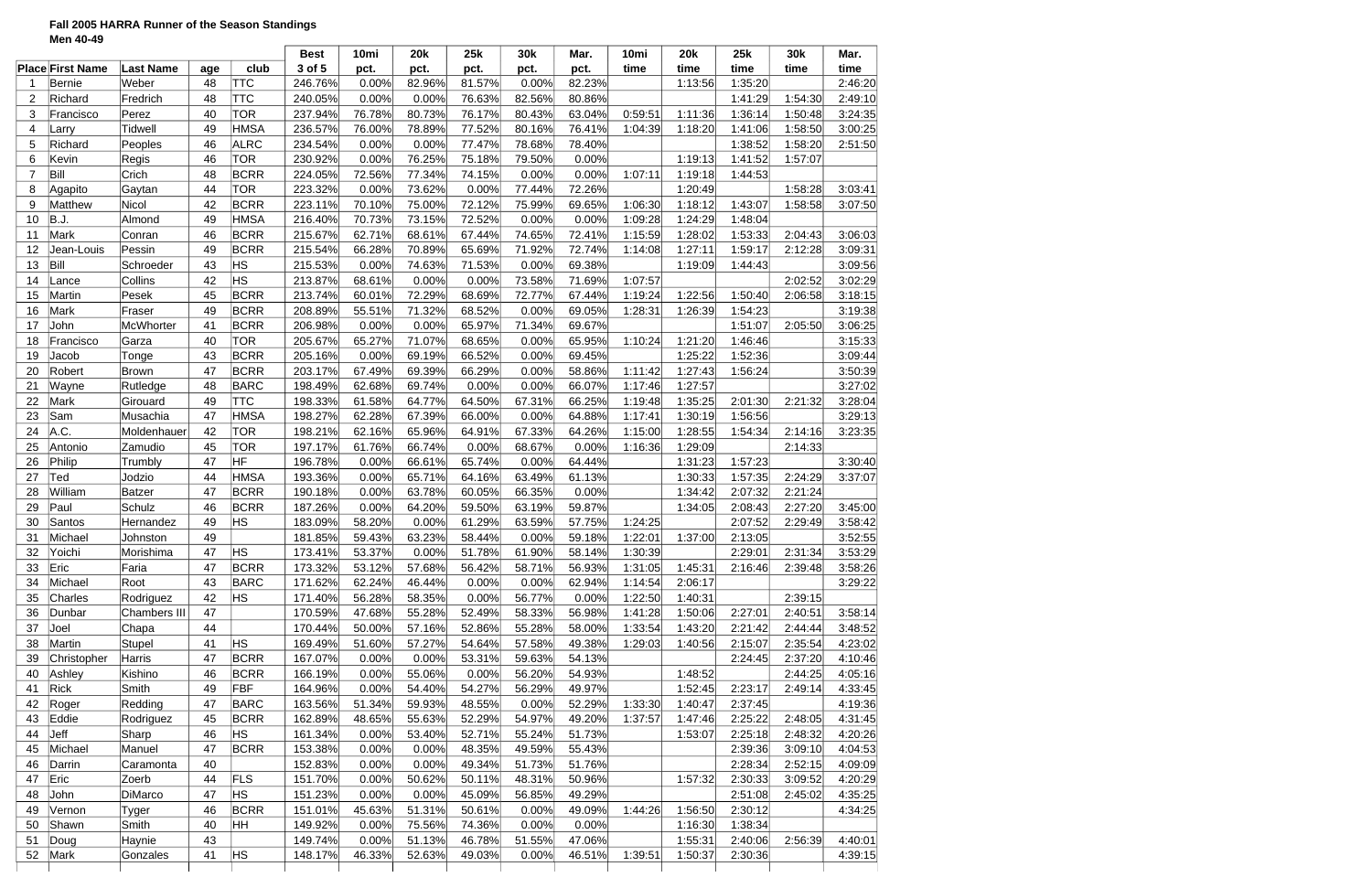**Fall 2005 HARRA Runner of the Season Standings**

**Men 40-49**

| Place | First Name | Last Name | age | club | Best 3 of 5 | 10mi pct. | 20k pct. | 25k pct. | 30k pct. | Mar. pct. | 10mi time | 20k time | 25k time | 30k time | Mar. time |
|---|---|---|---|---|---|---|---|---|---|---|---|---|---|---|---|
| 1 | Bernie | Weber | 48 | TTC | 246.76% | 0.00% | 82.96% | 81.57% | 0.00% | 82.23% | | 1:13:56 | 1:35:20 | | 2:46:20 |
| 2 | Richard | Fredrich | 48 | TTC | 240.05% | 0.00% | 0.00% | 76.63% | 82.56% | 80.86% | | | 1:41:29 | 1:54:30 | 2:49:10 |
| 3 | Francisco | Perez | 40 | TOR | 237.94% | 76.78% | 80.73% | 76.17% | 80.43% | 63.04% | 0:59:51 | 1:11:36 | 1:36:14 | 1:50:48 | 3:24:35 |
| 4 | Larry | Tidwell | 49 | HMSA | 236.57% | 76.00% | 78.89% | 77.52% | 80.16% | 76.41% | 1:04:39 | 1:18:20 | 1:41:06 | 1:58:50 | 3:00:25 |
| 5 | Richard | Peoples | 46 | ALRC | 234.54% | 0.00% | 0.00% | 77.47% | 78.68% | 78.40% | | | 1:38:52 | 1:58:20 | 2:51:50 |
| 6 | Kevin | Regis | 46 | TOR | 230.92% | 0.00% | 76.25% | 75.18% | 79.50% | 0.00% | | 1:19:13 | 1:41:52 | 1:57:07 | |
| 7 | Bill | Crich | 48 | BCRR | 224.05% | 72.56% | 77.34% | 74.15% | 0.00% | 0.00% | 1:07:11 | 1:19:18 | 1:44:53 | | |
| 8 | Agapito | Gaytan | 44 | TOR | 223.32% | 0.00% | 73.62% | 0.00% | 77.44% | 72.26% | | 1:20:49 | | 1:58:28 | 3:03:41 |
| 9 | Matthew | Nicol | 42 | BCRR | 223.11% | 70.10% | 75.00% | 72.12% | 75.99% | 69.65% | 1:06:30 | 1:18:12 | 1:43:07 | 1:58:58 | 3:07:50 |
| 10 | B.J. | Almond | 49 | HMSA | 216.40% | 70.73% | 73.15% | 72.52% | 0.00% | 0.00% | 1:09:28 | 1:24:29 | 1:48:04 | | |
| 11 | Mark | Conran | 46 | BCRR | 215.67% | 62.71% | 68.61% | 67.44% | 74.65% | 72.41% | 1:15:59 | 1:28:02 | 1:53:33 | 2:04:43 | 3:06:03 |
| 12 | Jean-Louis | Pessin | 49 | BCRR | 215.54% | 66.28% | 70.89% | 65.69% | 71.92% | 72.74% | 1:14:08 | 1:27:11 | 1:59:17 | 2:12:28 | 3:09:31 |
| 13 | Bill | Schroeder | 43 | HS | 215.53% | 0.00% | 74.63% | 71.53% | 0.00% | 69.38% | | 1:19:09 | 1:44:43 | | 3:09:56 |
| 14 | Lance | Collins | 42 | HS | 213.87% | 68.61% | 0.00% | 0.00% | 73.58% | 71.69% | 1:07:57 | | | 2:02:52 | 3:02:29 |
| 15 | Martin | Pesek | 45 | BCRR | 213.74% | 60.01% | 72.29% | 68.69% | 72.77% | 67.44% | 1:19:24 | 1:22:56 | 1:50:40 | 2:06:58 | 3:18:15 |
| 16 | Mark | Fraser | 49 | BCRR | 208.89% | 55.51% | 71.32% | 68.52% | 0.00% | 69.05% | 1:28:31 | 1:26:39 | 1:54:23 | | 3:19:38 |
| 17 | John | McWhorter | 41 | BCRR | 206.98% | 0.00% | 0.00% | 65.97% | 71.34% | 69.67% | | | 1:51:07 | 2:05:50 | 3:06:25 |
| 18 | Francisco | Garza | 40 | TOR | 205.67% | 65.27% | 71.07% | 68.65% | 0.00% | 65.95% | 1:10:24 | 1:21:20 | 1:46:46 | | 3:15:33 |
| 19 | Jacob | Tonge | 43 | BCRR | 205.16% | 0.00% | 69.19% | 66.52% | 0.00% | 69.45% | | 1:25:22 | 1:52:36 | | 3:09:44 |
| 20 | Robert | Brown | 47 | BCRR | 203.17% | 67.49% | 69.39% | 66.29% | 0.00% | 58.86% | 1:11:42 | 1:27:43 | 1:56:24 | | 3:50:39 |
| 21 | Wayne | Rutledge | 48 | BARC | 198.49% | 62.68% | 69.74% | 0.00% | 0.00% | 66.07% | 1:17:46 | 1:27:57 | | | 3:27:02 |
| 22 | Mark | Girouard | 49 | TTC | 198.33% | 61.58% | 64.77% | 64.50% | 67.31% | 66.25% | 1:19:48 | 1:35:25 | 2:01:30 | 2:21:32 | 3:28:04 |
| 23 | Sam | Musachia | 47 | HMSA | 198.27% | 62.28% | 67.39% | 66.00% | 0.00% | 64.88% | 1:17:41 | 1:30:19 | 1:56:56 | | 3:29:13 |
| 24 | A.C. | Moldenhauer | 42 | TOR | 198.21% | 62.16% | 65.96% | 64.91% | 67.33% | 64.26% | 1:15:00 | 1:28:55 | 1:54:34 | 2:14:16 | 3:23:35 |
| 25 | Antonio | Zamudio | 45 | TOR | 197.17% | 61.76% | 66.74% | 0.00% | 68.67% | 0.00% | 1:16:36 | 1:29:09 | | 2:14:33 | |
| 26 | Philip | Trumbly | 47 | HF | 196.78% | 0.00% | 66.61% | 65.74% | 0.00% | 64.44% | | 1:31:23 | 1:57:23 | | 3:30:40 |
| 27 | Ted | Jodzio | 44 | HMSA | 193.36% | 0.00% | 65.71% | 64.16% | 63.49% | 61.13% | | 1:30:33 | 1:57:35 | 2:24:29 | 3:37:07 |
| 28 | William | Batzer | 47 | BCRR | 190.18% | 0.00% | 63.78% | 60.05% | 66.35% | 0.00% | | 1:34:42 | 2:07:32 | 2:21:24 | |
| 29 | Paul | Schulz | 46 | BCRR | 187.26% | 0.00% | 64.20% | 59.50% | 63.19% | 59.87% | | 1:34:05 | 2:08:43 | 2:27:20 | 3:45:00 |
| 30 | Santos | Hernandez | 49 | HS | 183.09% | 58.20% | 0.00% | 61.29% | 63.59% | 57.75% | 1:24:25 | | 2:07:52 | 2:29:49 | 3:58:42 |
| 31 | Michael | Johnston | 49 | | 181.85% | 59.43% | 63.23% | 58.44% | 0.00% | 59.18% | 1:22:01 | 1:37:00 | 2:13:05 | | 3:52:55 |
| 32 | Yoichi | Morishima | 47 | HS | 173.41% | 53.37% | 0.00% | 51.78% | 61.90% | 58.14% | 1:30:39 | | 2:29:01 | 2:31:34 | 3:53:29 |
| 33 | Eric | Faria | 47 | BCRR | 173.32% | 53.12% | 57.68% | 56.42% | 58.71% | 56.93% | 1:31:05 | 1:45:31 | 2:16:46 | 2:39:48 | 3:58:26 |
| 34 | Michael | Root | 43 | BARC | 171.62% | 62.24% | 46.44% | 0.00% | 0.00% | 62.94% | 1:14:54 | 2:06:17 | | | 3:29:22 |
| 35 | Charles | Rodriguez | 42 | HS | 171.40% | 56.28% | 58.35% | 0.00% | 56.77% | 0.00% | 1:22:50 | 1:40:31 | | 2:39:15 | |
| 36 | Dunbar | Chambers III | 47 | | 170.59% | 47.68% | 55.28% | 52.49% | 58.33% | 56.98% | 1:41:28 | 1:50:06 | 2:27:01 | 2:40:51 | 3:58:14 |
| 37 | Joel | Chapa | 44 | | 170.44% | 50.00% | 57.16% | 52.86% | 55.28% | 58.00% | 1:33:54 | 1:43:20 | 2:21:42 | 2:44:44 | 3:48:52 |
| 38 | Martin | Stupel | 41 | HS | 169.49% | 51.60% | 57.27% | 54.64% | 57.58% | 49.38% | 1:29:03 | 1:40:56 | 2:15:07 | 2:35:54 | 4:23:02 |
| 39 | Christopher | Harris | 47 | BCRR | 167.07% | 0.00% | 0.00% | 53.31% | 59.63% | 54.13% | | | 2:24:45 | 2:37:20 | 4:10:46 |
| 40 | Ashley | Kishino | 46 | BCRR | 166.19% | 0.00% | 55.06% | 0.00% | 56.20% | 54.93% | | 1:48:52 | | 2:44:25 | 4:05:16 |
| 41 | Rick | Smith | 49 | FBF | 164.96% | 0.00% | 54.40% | 54.27% | 56.29% | 49.97% | | 1:52:45 | 2:23:17 | 2:49:14 | 4:33:45 |
| 42 | Roger | Redding | 47 | BARC | 163.56% | 51.34% | 59.93% | 48.55% | 0.00% | 52.29% | 1:33:30 | 1:40:47 | 2:37:45 | | 4:19:36 |
| 43 | Eddie | Rodriguez | 45 | BCRR | 162.83% | 48.65% | 55.63% | 52.29% | 54.97% | 49.20% | 1:37:57 | 1:47:46 | 2:25:22 | 2:48:05 | 4:31:45 |
| 44 | Jeff | Sharp | 46 | HS | 161.34% | 0.00% | 53.40% | 52.71% | 55.24% | 51.73% | | 1:53:07 | 2:25:18 | 2:48:32 | 4:20:26 |
| 45 | Michael | Manuel | 47 | BCRR | 153.38% | 0.00% | 0.00% | 48.35% | 49.59% | 55.43% | | | 2:39:36 | 3:09:10 | 4:04:53 |
| 46 | Darrin | Caramonta | 40 | | 152.83% | 0.00% | 0.00% | 49.34% | 51.73% | 51.76% | | | 2:28:34 | 2:52:15 | 4:09:09 |
| 47 | Eric | Zoerb | 44 | FLS | 151.70% | 0.00% | 50.62% | 50.11% | 48.31% | 50.96% | | 1:57:32 | 2:30:33 | 3:09:52 | 4:20:29 |
| 48 | John | DiMarco | 47 | HS | 151.23% | 0.00% | 0.00% | 45.09% | 56.85% | 49.29% | | | 2:51:08 | 2:45:02 | 4:35:25 |
| 49 | Vernon | Tyger | 46 | BCRR | 151.01% | 45.63% | 51.31% | 50.61% | 0.00% | 49.09% | 1:44:26 | 1:56:50 | 2:30:12 | | 4:34:25 |
| 50 | Shawn | Smith | 40 | HH | 149.92% | 0.00% | 75.56% | 74.36% | 0.00% | 0.00% | | 1:16:30 | 1:38:34 | | |
| 51 | Doug | Haynie | 43 | | 149.74% | 0.00% | 51.13% | 46.78% | 51.55% | 47.06% | | 1:55:31 | 2:40:06 | 2:56:39 | 4:40:01 |
| 52 | Mark | Gonzales | 41 | HS | 148.17% | 46.33% | 52.63% | 49.03% | 0.00% | 46.51% | 1:39:51 | 1:50:37 | 2:30:36 | | 4:39:15 |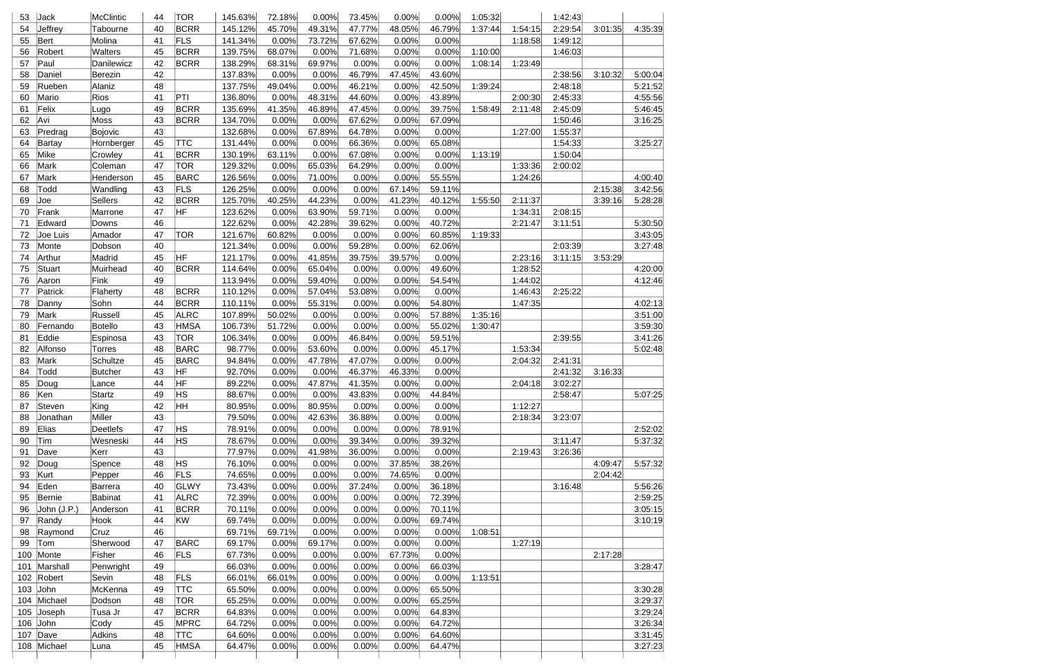| | | | | | | | | | | | | | | | | |
|---|---|---|---|---|---|---|---|---|---|---|---|---|---|---|---|---|
| 53 | Jack | McClintic | 44 | TOR | 145.63% | 72.18% | 0.00% | 73.45% | 0.00% | 0.00% | 1:05:32 | | 1:42:43 | | |
| 54 | Jeffrey | Tabourne | 40 | BCRR | 145.12% | 45.70% | 49.31% | 47.77% | 48.05% | 46.79% | 1:37:44 | 1:54:15 | 2:29:54 | 3:01:35 | 4:35:39 |
| 55 | Bert | Molina | 41 | FLS | 141.34% | 0.00% | 73.72% | 67.62% | 0.00% | 0.00% | | 1:18:58 | 1:49:12 | | |
| 56 | Robert | Walters | 45 | BCRR | 139.75% | 68.07% | 0.00% | 71.68% | 0.00% | 0.00% | 1:10:00 | | 1:46:03 | | |
| 57 | Paul | Danilewicz | 42 | BCRR | 138.29% | 68.31% | 69.97% | 0.00% | 0.00% | 0.00% | 1:08:14 | 1:23:49 | | | |
| 58 | Daniel | Berezin | 42 | | 137.83% | 0.00% | 0.00% | 46.79% | 47.45% | 43.60% | | | 2:38:56 | 3:10:32 | 5:00:04 |
| 59 | Rueben | Alaniz | 48 | | 137.75% | 49.04% | 0.00% | 46.21% | 0.00% | 42.50% | 1:39:24 | | 2:48:18 | | 5:21:52 |
| 60 | Mario | Rios | 41 | PTI | 136.80% | 0.00% | 48.31% | 44.60% | 0.00% | 43.89% | | 2:00:30 | 2:45:33 | | 4:55:56 |
| 61 | Felix | Lugo | 49 | BCRR | 135.69% | 41.35% | 46.89% | 47.45% | 0.00% | 39.75% | 1:58:49 | 2:11:48 | 2:45:09 | | 5:46:45 |
| 62 | Avi | Moss | 43 | BCRR | 134.70% | 0.00% | 0.00% | 67.62% | 0.00% | 67.09% | | | 1:50:46 | | 3:16:25 |
| 63 | Predrag | Bojovic | 43 | | 132.68% | 0.00% | 67.89% | 64.78% | 0.00% | 0.00% | | 1:27:00 | 1:55:37 | | |
| 64 | Bartay | Hornberger | 45 | TTC | 131.44% | 0.00% | 0.00% | 66.36% | 0.00% | 65.08% | | | 1:54:33 | | 3:25:27 |
| 65 | Mike | Crowley | 41 | BCRR | 130.19% | 63.11% | 0.00% | 67.08% | 0.00% | 0.00% | 1:13:19 | | 1:50:04 | | |
| 66 | Mark | Coleman | 47 | TOR | 129.32% | 0.00% | 65.03% | 64.29% | 0.00% | 0.00% | | 1:33:36 | 2:00:02 | | |
| 67 | Mark | Henderson | 45 | BARC | 126.56% | 0.00% | 71.00% | 0.00% | 0.00% | 55.55% | | 1:24:26 | | | 4:00:40 |
| 68 | Todd | Wandling | 43 | FLS | 126.25% | 0.00% | 0.00% | 0.00% | 67.14% | 59.11% | | | | 2:15:38 | 3:42:56 |
| 69 | Joe | Sellers | 42 | BCRR | 125.70% | 40.25% | 44.23% | 0.00% | 41.23% | 40.12% | 1:55:50 | 2:11:37 | | 3:39:16 | 5:28:28 |
| 70 | Frank | Marrone | 47 | HF | 123.62% | 0.00% | 63.90% | 59.71% | 0.00% | 0.00% | | 1:34:31 | 2:08:15 | | |
| 71 | Edward | Downs | 46 | | 122.62% | 0.00% | 42.28% | 39.62% | 0.00% | 40.72% | | 2:21:47 | 3:11:51 | | 5:30:50 |
| 72 | Joe Luis | Amador | 47 | TOR | 121.67% | 60.82% | 0.00% | 0.00% | 0.00% | 60.85% | 1:19:33 | | | | 3:43:05 |
| 73 | Monte | Dobson | 40 | | 121.34% | 0.00% | 0.00% | 59.28% | 0.00% | 62.06% | | | 2:03:39 | | 3:27:48 |
| 74 | Arthur | Madrid | 45 | HF | 121.17% | 0.00% | 41.85% | 39.75% | 39.57% | 0.00% | | 2:23:16 | 3:11:15 | 3:53:29 | |
| 75 | Stuart | Muirhead | 40 | BCRR | 114.64% | 0.00% | 65.04% | 0.00% | 0.00% | 49.60% | | 1:28:52 | | | 4:20:00 |
| 76 | Aaron | Fink | 49 | | 113.94% | 0.00% | 59.40% | 0.00% | 0.00% | 54.54% | | 1:44:02 | | | 4:12:46 |
| 77 | Patrick | Flaherty | 48 | BCRR | 110.12% | 0.00% | 57.04% | 53.08% | 0.00% | 0.00% | | 1:46:43 | 2:25:22 | | |
| 78 | Danny | Sohn | 44 | BCRR | 110.11% | 0.00% | 55.31% | 0.00% | 0.00% | 54.80% | | 1:47:35 | | | 4:02:13 |
| 79 | Mark | Russell | 45 | ALRC | 107.89% | 50.02% | 0.00% | 0.00% | 0.00% | 57.88% | 1:35:16 | | | | 3:51:00 |
| 80 | Fernando | Botello | 43 | HMSA | 106.73% | 51.72% | 0.00% | 0.00% | 0.00% | 55.02% | 1:30:47 | | | | 3:59:30 |
| 81 | Eddie | Espinosa | 43 | TOR | 106.34% | 0.00% | 0.00% | 46.84% | 0.00% | 59.51% | | | 2:39:55 | | 3:41:26 |
| 82 | Alfonso | Torres | 48 | BARC | 98.77% | 0.00% | 53.60% | 0.00% | 0.00% | 45.17% | | 1:53:34 | | | 5:02:48 |
| 83 | Mark | Schultze | 45 | BARC | 94.84% | 0.00% | 47.78% | 47.07% | 0.00% | 0.00% | | 2:04:32 | 2:41:31 | | |
| 84 | Todd | Butcher | 43 | HF | 92.70% | 0.00% | 0.00% | 46.37% | 46.33% | 0.00% | | | 2:41:32 | 3:16:33 | |
| 85 | Doug | Lance | 44 | HF | 89.22% | 0.00% | 47.87% | 41.35% | 0.00% | 0.00% | | 2:04:18 | 3:02:27 | | |
| 86 | Ken | Startz | 49 | HS | 88.67% | 0.00% | 0.00% | 43.83% | 0.00% | 44.84% | | | 2:58:47 | | 5:07:25 |
| 87 | Steven | King | 42 | HH | 80.95% | 0.00% | 80.95% | 0.00% | 0.00% | 0.00% | | 1:12:27 | | | |
| 88 | Jonathan | Miller | 43 | | 79.50% | 0.00% | 42.63% | 36.88% | 0.00% | 0.00% | | 2:18:34 | 3:23:07 | | |
| 89 | Elias | Deetlefs | 47 | HS | 78.91% | 0.00% | 0.00% | 0.00% | 0.00% | 78.91% | | | | | 2:52:02 |
| 90 | Tim | Wesneski | 44 | HS | 78.67% | 0.00% | 0.00% | 39.34% | 0.00% | 39.32% | | | 3:11:47 | | 5:37:32 |
| 91 | Dave | Kerr | 43 | | 77.97% | 0.00% | 41.98% | 36.00% | 0.00% | 0.00% | | 2:19:43 | 3:26:36 | | |
| 92 | Doug | Spence | 48 | HS | 76.10% | 0.00% | 0.00% | 0.00% | 37.85% | 38.26% | | | | 4:09:47 | 5:57:32 |
| 93 | Kurt | Pepper | 46 | FLS | 74.65% | 0.00% | 0.00% | 0.00% | 74.65% | 0.00% | | | | 2:04:42 | |
| 94 | Eden | Barrera | 40 | GLWY | 73.43% | 0.00% | 0.00% | 37.24% | 0.00% | 36.18% | | | 3:16:48 | | 5:56:26 |
| 95 | Bernie | Babinat | 41 | ALRC | 72.39% | 0.00% | 0.00% | 0.00% | 0.00% | 72.39% | | | | | 2:59:25 |
| 96 | John (J.P.) | Anderson | 41 | BCRR | 70.11% | 0.00% | 0.00% | 0.00% | 0.00% | 70.11% | | | | | 3:05:15 |
| 97 | Randy | Hook | 44 | KW | 69.74% | 0.00% | 0.00% | 0.00% | 0.00% | 69.74% | | | | | 3:10:19 |
| 98 | Raymond | Cruz | 46 | | 69.71% | 69.71% | 0.00% | 0.00% | 0.00% | 0.00% | 1:08:51 | | | | |
| 99 | Tom | Sherwood | 47 | BARC | 69.17% | 0.00% | 69.17% | 0.00% | 0.00% | 0.00% | | 1:27:19 | | | |
| 100 | Monte | Fisher | 46 | FLS | 67.73% | 0.00% | 0.00% | 0.00% | 67.73% | 0.00% | | | | 2:17:28 | |
| 101 | Marshall | Penwright | 49 | | 66.03% | 0.00% | 0.00% | 0.00% | 0.00% | 66.03% | | | | | 3:28:47 |
| 102 | Robert | Sevin | 48 | FLS | 66.01% | 66.01% | 0.00% | 0.00% | 0.00% | 0.00% | 1:13:51 | | | | |
| 103 | John | McKenna | 49 | TTC | 65.50% | 0.00% | 0.00% | 0.00% | 0.00% | 65.50% | | | | | 3:30:28 |
| 104 | Michael | Dodson | 48 | TOR | 65.25% | 0.00% | 0.00% | 0.00% | 0.00% | 65.25% | | | | | 3:29:37 |
| 105 | Joseph | Tusa Jr | 47 | BCRR | 64.83% | 0.00% | 0.00% | 0.00% | 0.00% | 64.83% | | | | | 3:29:24 |
| 106 | John | Cody | 45 | MPRC | 64.72% | 0.00% | 0.00% | 0.00% | 0.00% | 64.72% | | | | | 3:26:34 |
| 107 | Dave | Adkins | 48 | TTC | 64.60% | 0.00% | 0.00% | 0.00% | 0.00% | 64.60% | | | | | 3:31:45 |
| 108 | Michael | Luna | 45 | HMSA | 64.47% | 0.00% | 0.00% | 0.00% | 0.00% | 64.47% | | | | | 3:27:23 |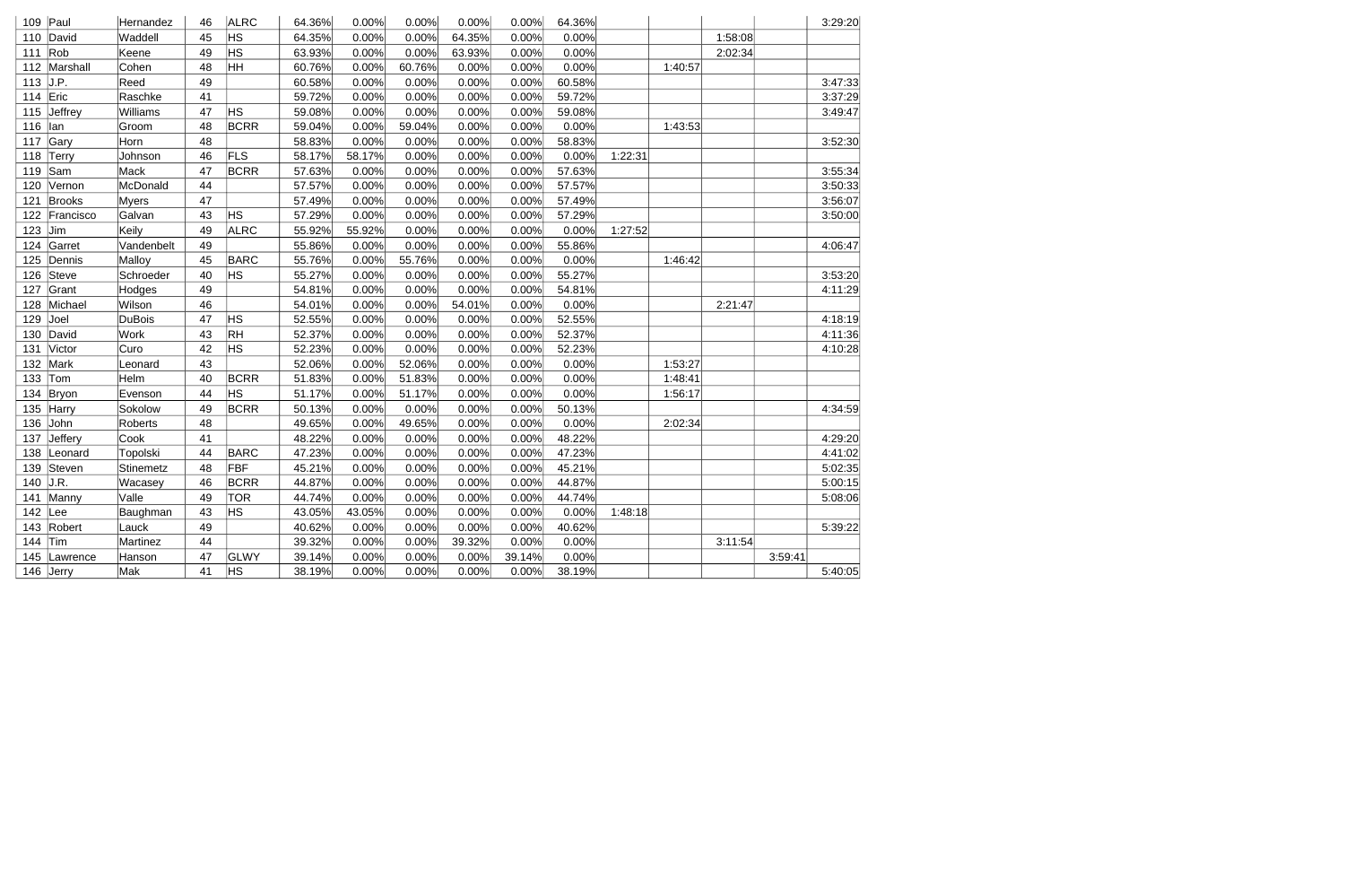| | | | | | | | | | | | | | | | |
|---|---|---|---|---|---|---|---|---|---|---|---|---|---|---|---|
| 109 | Paul | Hernandez | 46 | ALRC | 64.36% | 0.00% | 0.00% | 0.00% | 0.00% | 64.36% | | | | | 3:29:20 |
| 110 | David | Waddell | 45 | HS | 64.35% | 0.00% | 0.00% | 64.35% | 0.00% | 0.00% | | | 1:58:08 | | |
| 111 | Rob | Keene | 49 | HS | 63.93% | 0.00% | 0.00% | 63.93% | 0.00% | 0.00% | | | 2:02:34 | | |
| 112 | Marshall | Cohen | 48 | HH | 60.76% | 0.00% | 60.76% | 0.00% | 0.00% | 0.00% | | 1:40:57 | | | |
| 113 | J.P. | Reed | 49 | | 60.58% | 0.00% | 0.00% | 0.00% | 0.00% | 60.58% | | | | | 3:47:33 |
| 114 | Eric | Raschke | 41 | | 59.72% | 0.00% | 0.00% | 0.00% | 0.00% | 59.72% | | | | | 3:37:29 |
| 115 | Jeffrey | Williams | 47 | HS | 59.08% | 0.00% | 0.00% | 0.00% | 0.00% | 59.08% | | | | | 3:49:47 |
| 116 | Ian | Groom | 48 | BCRR | 59.04% | 0.00% | 59.04% | 0.00% | 0.00% | 0.00% | | 1:43:53 | | | |
| 117 | Gary | Horn | 48 | | 58.83% | 0.00% | 0.00% | 0.00% | 0.00% | 58.83% | | | | | 3:52:30 |
| 118 | Terry | Johnson | 46 | FLS | 58.17% | 58.17% | 0.00% | 0.00% | 0.00% | 0.00% | 1:22:31 | | | | |
| 119 | Sam | Mack | 47 | BCRR | 57.63% | 0.00% | 0.00% | 0.00% | 0.00% | 57.63% | | | | | 3:55:34 |
| 120 | Vernon | McDonald | 44 | | 57.57% | 0.00% | 0.00% | 0.00% | 0.00% | 57.57% | | | | | 3:50:33 |
| 121 | Brooks | Myers | 47 | | 57.49% | 0.00% | 0.00% | 0.00% | 0.00% | 57.49% | | | | | 3:56:07 |
| 122 | Francisco | Galvan | 43 | HS | 57.29% | 0.00% | 0.00% | 0.00% | 0.00% | 57.29% | | | | | 3:50:00 |
| 123 | Jim | Keily | 49 | ALRC | 55.92% | 55.92% | 0.00% | 0.00% | 0.00% | 0.00% | 1:27:52 | | | | |
| 124 | Garret | Vandenbelt | 49 | | 55.86% | 0.00% | 0.00% | 0.00% | 0.00% | 55.86% | | | | | 4:06:47 |
| 125 | Dennis | Malloy | 45 | BARC | 55.76% | 0.00% | 55.76% | 0.00% | 0.00% | 0.00% | | 1:46:42 | | | |
| 126 | Steve | Schroeder | 40 | HS | 55.27% | 0.00% | 0.00% | 0.00% | 0.00% | 55.27% | | | | | 3:53:20 |
| 127 | Grant | Hodges | 49 | | 54.81% | 0.00% | 0.00% | 0.00% | 0.00% | 54.81% | | | | | 4:11:29 |
| 128 | Michael | Wilson | 46 | | 54.01% | 0.00% | 0.00% | 54.01% | 0.00% | 0.00% | | | 2:21:47 | | |
| 129 | Joel | DuBois | 47 | HS | 52.55% | 0.00% | 0.00% | 0.00% | 0.00% | 52.55% | | | | | 4:18:19 |
| 130 | David | Work | 43 | RH | 52.37% | 0.00% | 0.00% | 0.00% | 0.00% | 52.37% | | | | | 4:11:36 |
| 131 | Victor | Curo | 42 | HS | 52.23% | 0.00% | 0.00% | 0.00% | 0.00% | 52.23% | | | | | 4:10:28 |
| 132 | Mark | Leonard | 43 | | 52.06% | 0.00% | 52.06% | 0.00% | 0.00% | 0.00% | | 1:53:27 | | | |
| 133 | Tom | Helm | 40 | BCRR | 51.83% | 0.00% | 51.83% | 0.00% | 0.00% | 0.00% | | 1:48:41 | | | |
| 134 | Bryon | Evenson | 44 | HS | 51.17% | 0.00% | 51.17% | 0.00% | 0.00% | 0.00% | | 1:56:17 | | | |
| 135 | Harry | Sokolow | 49 | BCRR | 50.13% | 0.00% | 0.00% | 0.00% | 0.00% | 50.13% | | | | | 4:34:59 |
| 136 | John | Roberts | 48 | | 49.65% | 0.00% | 49.65% | 0.00% | 0.00% | 0.00% | | 2:02:34 | | | |
| 137 | Jeffery | Cook | 41 | | 48.22% | 0.00% | 0.00% | 0.00% | 0.00% | 48.22% | | | | | 4:29:20 |
| 138 | Leonard | Topolski | 44 | BARC | 47.23% | 0.00% | 0.00% | 0.00% | 0.00% | 47.23% | | | | | 4:41:02 |
| 139 | Steven | Stinemetz | 48 | FBF | 45.21% | 0.00% | 0.00% | 0.00% | 0.00% | 45.21% | | | | | 5:02:35 |
| 140 | J.R. | Wacasey | 46 | BCRR | 44.87% | 0.00% | 0.00% | 0.00% | 0.00% | 44.87% | | | | | 5:00:15 |
| 141 | Manny | Valle | 49 | TOR | 44.74% | 0.00% | 0.00% | 0.00% | 0.00% | 44.74% | | | | | 5:08:06 |
| 142 | Lee | Baughman | 43 | HS | 43.05% | 43.05% | 0.00% | 0.00% | 0.00% | 0.00% | 1:48:18 | | | | |
| 143 | Robert | Lauck | 49 | | 40.62% | 0.00% | 0.00% | 0.00% | 0.00% | 40.62% | | | | | 5:39:22 |
| 144 | Tim | Martinez | 44 | | 39.32% | 0.00% | 0.00% | 39.32% | 0.00% | 0.00% | | | 3:11:54 | | |
| 145 | Lawrence | Hanson | 47 | GLWY | 39.14% | 0.00% | 0.00% | 0.00% | 39.14% | 0.00% | | | | 3:59:41 | |
| 146 | Jerry | Mak | 41 | HS | 38.19% | 0.00% | 0.00% | 0.00% | 0.00% | 38.19% | | | | | 5:40:05 |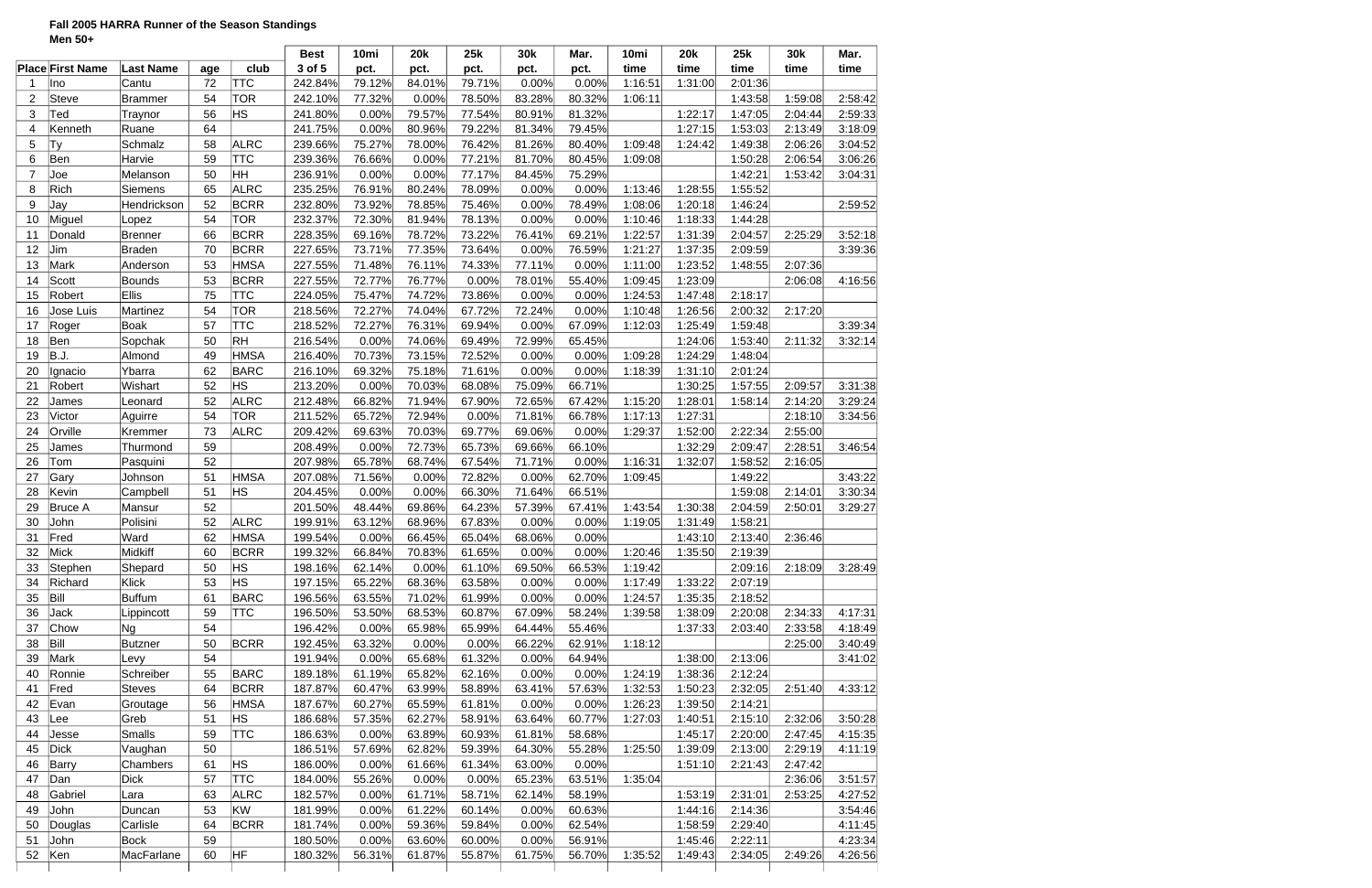**Fall 2005 HARRA Runner of the Season Standings**

**Men 50+**

| Place | First Name | Last Name | age | club | Best 3 of 5 | 10mi pct. | 20k pct. | 25k pct. | 30k pct. | Mar. pct. | 10mi time | 20k time | 25k time | 30k time | Mar. time |
|---|---|---|---|---|---|---|---|---|---|---|---|---|---|---|---|
| 1 | Ino | Cantu | 72 | TTC | 242.84% | 79.12% | 84.01% | 79.71% | 0.00% | 0.00% | 1:16:51 | 1:31:00 | 2:01:36 | | |
| 2 | Steve | Brammer | 54 | TOR | 242.10% | 77.32% | 0.00% | 78.50% | 83.28% | 80.32% | 1:06:11 | | 1:43:58 | 1:59:08 | 2:58:42 |
| 3 | Ted | Traynor | 56 | HS | 241.80% | 0.00% | 79.57% | 77.54% | 80.91% | 81.32% | | 1:22:17 | 1:47:05 | 2:04:44 | 2:59:33 |
| 4 | Kenneth | Ruane | 64 | | 241.75% | 0.00% | 80.96% | 79.22% | 81.34% | 79.45% | | 1:27:15 | 1:53:03 | 2:13:49 | 3:18:09 |
| 5 | Ty | Schmalz | 58 | ALRC | 239.66% | 75.27% | 78.00% | 76.42% | 81.26% | 80.40% | 1:09:48 | 1:24:42 | 1:49:38 | 2:06:26 | 3:04:52 |
| 6 | Ben | Harvie | 59 | TTC | 239.36% | 76.66% | 0.00% | 77.21% | 81.70% | 80.45% | 1:09:08 | | 1:50:28 | 2:06:54 | 3:06:26 |
| 7 | Joe | Melanson | 50 | HH | 236.91% | 0.00% | 0.00% | 77.17% | 84.45% | 75.29% | | | 1:42:21 | 1:53:42 | 3:04:31 |
| 8 | Rich | Siemens | 65 | ALRC | 235.25% | 76.91% | 80.24% | 78.09% | 0.00% | 0.00% | 1:13:46 | 1:28:55 | 1:55:52 | | |
| 9 | Jay | Hendrickson | 52 | BCRR | 232.80% | 73.92% | 78.85% | 75.46% | 0.00% | 78.49% | 1:08:06 | 1:20:18 | 1:46:24 | | 2:59:52 |
| 10 | Miguel | Lopez | 54 | TOR | 232.37% | 72.30% | 81.94% | 78.13% | 0.00% | 0.00% | 1:10:46 | 1:18:33 | 1:44:28 | | |
| 11 | Donald | Brenner | 66 | BCRR | 228.35% | 69.16% | 78.72% | 73.22% | 76.41% | 69.21% | 1:22:57 | 1:31:39 | 2:04:57 | 2:25:29 | 3:52:18 |
| 12 | Jim | Braden | 70 | BCRR | 227.65% | 73.71% | 77.35% | 73.64% | 0.00% | 76.59% | 1:21:27 | 1:37:35 | 2:09:59 | | 3:39:36 |
| 13 | Mark | Anderson | 53 | HMSA | 227.55% | 71.48% | 76.11% | 74.33% | 77.11% | 0.00% | 1:11:00 | 1:23:52 | 1:48:55 | 2:07:36 | |
| 14 | Scott | Bounds | 53 | BCRR | 227.55% | 72.77% | 76.77% | 0.00% | 78.01% | 55.40% | 1:09:45 | 1:23:09 | | 2:06:08 | 4:16:56 |
| 15 | Robert | Ellis | 75 | TTC | 224.05% | 75.47% | 74.72% | 73.86% | 0.00% | 0.00% | 1:24:53 | 1:47:48 | 2:18:17 | | |
| 16 | Jose Luis | Martinez | 54 | TOR | 218.56% | 72.27% | 74.04% | 67.72% | 72.24% | 0.00% | 1:10:48 | 1:26:56 | 2:00:32 | 2:17:20 | |
| 17 | Roger | Boak | 57 | TTC | 218.52% | 72.27% | 76.31% | 69.94% | 0.00% | 67.09% | 1:12:03 | 1:25:49 | 1:59:48 | | 3:39:34 |
| 18 | Ben | Sopchak | 50 | RH | 216.54% | 0.00% | 74.06% | 69.49% | 72.99% | 65.45% | | 1:24:06 | 1:53:40 | 2:11:32 | 3:32:14 |
| 19 | B.J. | Almond | 49 | HMSA | 216.40% | 70.73% | 73.15% | 72.52% | 0.00% | 0.00% | 1:09:28 | 1:24:29 | 1:48:04 | | |
| 20 | Ignacio | Ybarra | 62 | BARC | 216.10% | 69.32% | 75.18% | 71.61% | 0.00% | 0.00% | 1:18:39 | 1:31:10 | 2:01:24 | | |
| 21 | Robert | Wishart | 52 | HS | 213.20% | 0.00% | 70.03% | 68.08% | 75.09% | 66.71% | | 1:30:25 | 1:57:55 | 2:09:57 | 3:31:38 |
| 22 | James | Leonard | 52 | ALRC | 212.48% | 66.82% | 71.94% | 67.90% | 72.65% | 67.42% | 1:15:20 | 1:28:01 | 1:58:14 | 2:14:20 | 3:29:24 |
| 23 | Victor | Aguirre | 54 | TOR | 211.52% | 65.72% | 72.94% | 0.00% | 71.81% | 66.78% | 1:17:13 | 1:27:31 | | 2:18:10 | 3:34:56 |
| 24 | Orville | Kremmer | 73 | ALRC | 209.42% | 69.63% | 70.03% | 69.77% | 69.06% | 0.00% | 1:29:37 | 1:52:00 | 2:22:34 | 2:55:00 | |
| 25 | James | Thurmond | 59 | | 208.49% | 0.00% | 72.73% | 65.73% | 69.66% | 66.10% | | 1:32:29 | 2:09:47 | 2:28:51 | 3:46:54 |
| 26 | Tom | Pasquini | 52 | | 207.98% | 65.78% | 68.74% | 67.54% | 71.71% | 0.00% | 1:16:31 | 1:32:07 | 1:58:52 | 2:16:05 | |
| 27 | Gary | Johnson | 51 | HMSA | 207.08% | 71.56% | 0.00% | 72.82% | 0.00% | 62.70% | 1:09:45 | | 1:49:22 | | 3:43:22 |
| 28 | Kevin | Campbell | 51 | HS | 204.45% | 0.00% | 0.00% | 66.30% | 71.64% | 66.51% | | | 1:59:08 | 2:14:01 | 3:30:34 |
| 29 | Bruce A | Mansur | 52 | | 201.50% | 48.44% | 69.86% | 64.23% | 57.39% | 67.41% | 1:43:54 | 1:30:38 | 2:04:59 | 2:50:01 | 3:29:27 |
| 30 | John | Polisini | 52 | ALRC | 199.91% | 63.12% | 68.96% | 67.83% | 0.00% | 0.00% | 1:19:05 | 1:31:49 | 1:58:21 | | |
| 31 | Fred | Ward | 62 | HMSA | 199.54% | 0.00% | 66.45% | 65.04% | 68.06% | 0.00% | | 1:43:10 | 2:13:40 | 2:36:46 | |
| 32 | Mick | Midkiff | 60 | BCRR | 199.32% | 66.84% | 70.83% | 61.65% | 0.00% | 0.00% | 1:20:46 | 1:35:50 | 2:19:39 | | |
| 33 | Stephen | Shepard | 50 | HS | 198.16% | 62.14% | 0.00% | 61.10% | 69.50% | 66.53% | 1:19:42 | | 2:09:16 | 2:18:09 | 3:28:49 |
| 34 | Richard | Klick | 53 | HS | 197.15% | 65.22% | 68.36% | 63.58% | 0.00% | 0.00% | 1:17:49 | 1:33:22 | 2:07:19 | | |
| 35 | Bill | Buffum | 61 | BARC | 196.56% | 63.55% | 71.02% | 61.99% | 0.00% | 0.00% | 1:24:57 | 1:35:35 | 2:18:52 | | |
| 36 | Jack | Lippincott | 59 | TTC | 196.50% | 53.50% | 68.53% | 60.87% | 67.09% | 58.24% | 1:39:58 | 1:38:09 | 2:20:08 | 2:34:33 | 4:17:31 |
| 37 | Chow | Ng | 54 | | 196.42% | 0.00% | 65.98% | 65.99% | 64.44% | 55.46% | | 1:37:33 | 2:03:40 | 2:33:58 | 4:18:49 |
| 38 | Bill | Butzner | 50 | BCRR | 192.45% | 63.32% | 0.00% | 0.00% | 66.22% | 62.91% | 1:18:12 | | | 2:25:00 | 3:40:49 |
| 39 | Mark | Levy | 54 | | 191.94% | 0.00% | 65.68% | 61.32% | 0.00% | 64.94% | | 1:38:00 | 2:13:06 | | 3:41:02 |
| 40 | Ronnie | Schreiber | 55 | BARC | 189.18% | 61.19% | 65.82% | 62.16% | 0.00% | 0.00% | 1:24:19 | 1:38:36 | 2:12:24 | | |
| 41 | Fred | Steves | 64 | BCRR | 187.87% | 60.47% | 63.99% | 58.89% | 63.41% | 57.63% | 1:32:53 | 1:50:23 | 2:32:05 | 2:51:40 | 4:33:12 |
| 42 | Evan | Groutage | 56 | HMSA | 187.67% | 60.27% | 65.59% | 61.81% | 0.00% | 0.00% | 1:26:23 | 1:39:50 | 2:14:21 | | |
| 43 | Lee | Greb | 51 | HS | 186.68% | 57.35% | 62.27% | 58.91% | 63.64% | 60.77% | 1:27:03 | 1:40:51 | 2:15:10 | 2:32:06 | 3:50:28 |
| 44 | Jesse | Smalls | 59 | TTC | 186.63% | 0.00% | 63.89% | 60.93% | 61.81% | 58.68% | | 1:45:17 | 2:20:00 | 2:47:45 | 4:15:35 |
| 45 | Dick | Vaughan | 50 | | 186.51% | 57.69% | 62.82% | 59.39% | 64.30% | 55.28% | 1:25:50 | 1:39:09 | 2:13:00 | 2:29:19 | 4:11:19 |
| 46 | Barry | Chambers | 61 | HS | 186.00% | 0.00% | 61.66% | 61.34% | 63.00% | 0.00% | | 1:51:10 | 2:21:43 | 2:47:42 | |
| 47 | Dan | Dick | 57 | TTC | 184.00% | 55.26% | 0.00% | 0.00% | 65.23% | 63.51% | 1:35:04 | | | 2:36:06 | 3:51:57 |
| 48 | Gabriel | Lara | 63 | ALRC | 182.57% | 0.00% | 61.71% | 58.71% | 62.14% | 58.19% | | 1:53:19 | 2:31:01 | 2:53:25 | 4:27:52 |
| 49 | John | Duncan | 53 | KW | 181.99% | 0.00% | 61.22% | 60.14% | 0.00% | 60.63% | | 1:44:16 | 2:14:36 | | 3:54:46 |
| 50 | Douglas | Carlisle | 64 | BCRR | 181.74% | 0.00% | 59.36% | 59.84% | 0.00% | 62.54% | | 1:58:59 | 2:29:40 | | 4:11:45 |
| 51 | John | Bock | 59 | | 180.50% | 0.00% | 63.60% | 60.00% | 0.00% | 56.91% | | 1:45:46 | 2:22:11 | | 4:23:34 |
| 52 | Ken | MacFarlane | 60 | HF | 180.32% | 56.31% | 61.87% | 55.87% | 61.75% | 56.70% | 1:35:52 | 1:49:43 | 2:34:05 | 2:49:26 | 4:26:56 |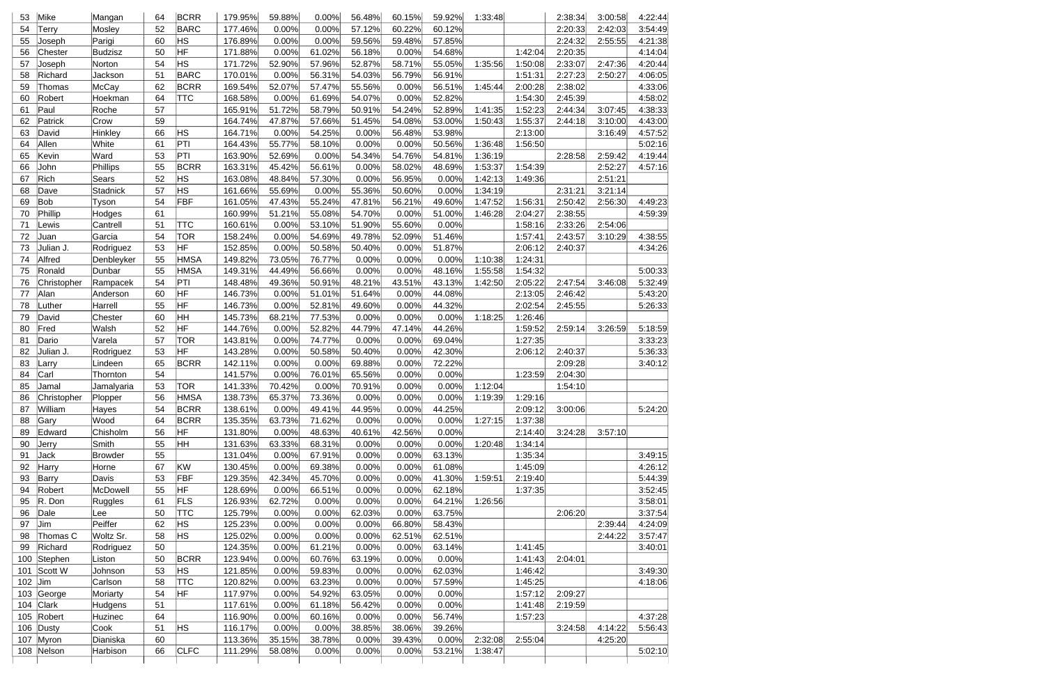| | | | | | | | | | | | | | | | |
|---|---|---|---|---|---|---|---|---|---|---|---|---|---|---|---|
| 53 | Mike | Mangan | 64 | BCRR | 179.95% | 59.88% | 0.00% | 56.48% | 60.15% | 59.92% | 1:33:48 | | 2:38:34 | 3:00:58 | 4:22:44 |
| 54 | Terry | Mosley | 52 | BARC | 177.46% | 0.00% | 0.00% | 57.12% | 60.22% | 60.12% | | | 2:20:33 | 2:42:03 | 3:54:49 |
| 55 | Joseph | Parigi | 60 | HS | 176.89% | 0.00% | 0.00% | 59.56% | 59.48% | 57.85% | | | 2:24:32 | 2:55:55 | 4:21:38 |
| 56 | Chester | Budzisz | 50 | HF | 171.88% | 0.00% | 61.02% | 56.18% | 0.00% | 54.68% | | 1:42:04 | 2:20:35 | | 4:14:04 |
| 57 | Joseph | Norton | 54 | HS | 171.72% | 52.90% | 57.96% | 52.87% | 58.71% | 55.05% | 1:35:56 | 1:50:08 | 2:33:07 | 2:47:36 | 4:20:44 |
| 58 | Richard | Jackson | 51 | BARC | 170.01% | 0.00% | 56.31% | 54.03% | 56.79% | 56.91% | | 1:51:31 | 2:27:23 | 2:50:27 | 4:06:05 |
| 59 | Thomas | McCay | 62 | BCRR | 169.54% | 52.07% | 57.47% | 55.56% | 0.00% | 56.51% | 1:45:44 | 2:00:28 | 2:38:02 | | 4:33:06 |
| 60 | Robert | Hoekman | 64 | TTC | 168.58% | 0.00% | 61.69% | 54.07% | 0.00% | 52.82% | | 1:54:30 | 2:45:39 | | 4:58:02 |
| 61 | Paul | Roche | 57 | | 165.91% | 51.72% | 58.79% | 50.91% | 54.24% | 52.89% | 1:41:35 | 1:52:23 | 2:44:34 | 3:07:45 | 4:38:33 |
| 62 | Patrick | Crow | 59 | | 164.74% | 47.87% | 57.66% | 51.45% | 54.08% | 53.00% | 1:50:43 | 1:55:37 | 2:44:18 | 3:10:00 | 4:43:00 |
| 63 | David | Hinkley | 66 | HS | 164.71% | 0.00% | 54.25% | 0.00% | 56.48% | 53.98% | | 2:13:00 | | 3:16:49 | 4:57:52 |
| 64 | Allen | White | 61 | PTI | 164.43% | 55.77% | 58.10% | 0.00% | 0.00% | 50.56% | 1:36:48 | 1:56:50 | | | 5:02:16 |
| 65 | Kevin | Ward | 53 | PTI | 163.90% | 52.69% | 0.00% | 54.34% | 54.76% | 54.81% | 1:36:19 | | 2:28:58 | 2:59:42 | 4:19:44 |
| 66 | John | Phillips | 55 | BCRR | 163.31% | 45.42% | 56.61% | 0.00% | 58.02% | 48.69% | 1:53:37 | 1:54:39 | | 2:52:27 | 4:57:16 |
| 67 | Rich | Sears | 52 | HS | 163.08% | 48.84% | 57.30% | 0.00% | 56.95% | 0.00% | 1:42:13 | 1:49:36 | | 2:51:21 | |
| 68 | Dave | Stadnick | 57 | HS | 161.66% | 55.69% | 0.00% | 55.36% | 50.60% | 0.00% | 1:34:19 | | 2:31:21 | 3:21:14 | |
| 69 | Bob | Tyson | 54 | FBF | 161.05% | 47.43% | 55.24% | 47.81% | 56.21% | 49.60% | 1:47:52 | 1:56:31 | 2:50:42 | 2:56:30 | 4:49:23 |
| 70 | Phillip | Hodges | 61 | | 160.99% | 51.21% | 55.08% | 54.70% | 0.00% | 51.00% | 1:46:28 | 2:04:27 | 2:38:55 | | 4:59:39 |
| 71 | Lewis | Cantrell | 51 | TTC | 160.61% | 0.00% | 53.10% | 51.90% | 55.60% | 0.00% | | 1:58:16 | 2:33:26 | 2:54:06 | |
| 72 | Juan | Garcia | 54 | TOR | 158.24% | 0.00% | 54.69% | 49.78% | 52.09% | 51.46% | | 1:57:41 | 2:43:57 | 3:10:29 | 4:38:55 |
| 73 | Julian J. | Rodriguez | 53 | HF | 152.85% | 0.00% | 50.58% | 50.40% | 0.00% | 51.87% | | 2:06:12 | 2:40:37 | | 4:34:26 |
| 74 | Alfred | Denbleyker | 55 | HMSA | 149.82% | 73.05% | 76.77% | 0.00% | 0.00% | 0.00% | 1:10:38 | 1:24:31 | | | |
| 75 | Ronald | Dunbar | 55 | HMSA | 149.31% | 44.49% | 56.66% | 0.00% | 0.00% | 48.16% | 1:55:58 | 1:54:32 | | | 5:00:33 |
| 76 | Christopher | Rampacek | 54 | PTI | 148.48% | 49.36% | 50.91% | 48.21% | 43.51% | 43.13% | 1:42:50 | 2:05:22 | 2:47:54 | 3:46:08 | 5:32:49 |
| 77 | Alan | Anderson | 60 | HF | 146.73% | 0.00% | 51.01% | 51.64% | 0.00% | 44.08% | | 2:13:05 | 2:46:42 | | 5:43:20 |
| 78 | Luther | Harrell | 55 | HF | 146.73% | 0.00% | 52.81% | 49.60% | 0.00% | 44.32% | | 2:02:54 | 2:45:55 | | 5:26:33 |
| 79 | David | Chester | 60 | HH | 145.73% | 68.21% | 77.53% | 0.00% | 0.00% | 0.00% | 1:18:25 | 1:26:46 | | | |
| 80 | Fred | Walsh | 52 | HF | 144.76% | 0.00% | 52.82% | 44.79% | 47.14% | 44.26% | | 1:59:52 | 2:59:14 | 3:26:59 | 5:18:59 |
| 81 | Dario | Varela | 57 | TOR | 143.81% | 0.00% | 74.77% | 0.00% | 0.00% | 69.04% | | 1:27:35 | | | 3:33:23 |
| 82 | Julian J. | Rodriguez | 53 | HF | 143.28% | 0.00% | 50.58% | 50.40% | 0.00% | 42.30% | | 2:06:12 | 2:40:37 | | 5:36:33 |
| 83 | Larry | Lindeen | 65 | BCRR | 142.11% | 0.00% | 0.00% | 69.88% | 0.00% | 72.22% | | | 2:09:28 | | 3:40:12 |
| 84 | Carl | Thornton | 54 | | 141.57% | 0.00% | 76.01% | 65.56% | 0.00% | 0.00% | | 1:23:59 | 2:04:30 | | |
| 85 | Jamal | Jamalyaria | 53 | TOR | 141.35% | 70.42% | 0.00% | 70.91% | 0.00% | 0.00% | 1:12:04 | | 1:54:10 | | |
| 86 | Christopher | Plopper | 56 | HMSA | 138.73% | 65.37% | 73.36% | 0.00% | 0.00% | 0.00% | 1:19:39 | 1:29:16 | | | |
| 87 | William | Hayes | 54 | BCRR | 138.61% | 0.00% | 49.41% | 44.95% | 0.00% | 44.25% | | 2:09:12 | 3:00:06 | | 5:24:20 |
| 88 | Gary | Wood | 64 | BCRR | 135.35% | 63.73% | 71.62% | 0.00% | 0.00% | 0.00% | 1:27:15 | 1:37:38 | | | |
| 89 | Edward | Chisholm | 56 | HF | 131.80% | 0.00% | 48.63% | 40.61% | 42.56% | 0.00% | | 2:14:40 | 3:24:28 | 3:57:10 | |
| 90 | Jerry | Smith | 55 | HH | 131.63% | 63.33% | 68.31% | 0.00% | 0.00% | 0.00% | 1:20:48 | 1:34:14 | | | |
| 91 | Jack | Browder | 55 | | 131.04% | 0.00% | 67.91% | 0.00% | 0.00% | 63.13% | | 1:35:34 | | | 3:49:15 |
| 92 | Harry | Horne | 67 | KW | 130.45% | 0.00% | 69.38% | 0.00% | 0.00% | 61.08% | | 1:45:09 | | | 4:26:12 |
| 93 | Barry | Davis | 53 | FBF | 129.35% | 42.34% | 45.70% | 0.00% | 0.00% | 41.30% | 1:59:51 | 2:19:40 | | | 5:44:39 |
| 94 | Robert | McDowell | 55 | HF | 128.69% | 0.00% | 66.51% | 0.00% | 0.00% | 62.18% | | 1:37:35 | | | 3:52:45 |
| 95 | R. Don | Ruggles | 61 | FLS | 126.93% | 62.72% | 0.00% | 0.00% | 0.00% | 64.21% | 1:26:56 | | | | 3:58:01 |
| 96 | Dale | Lee | 50 | TTC | 125.79% | 0.00% | 0.00% | 62.03% | 0.00% | 63.75% | | | 2:06:20 | | 3:37:54 |
| 97 | Jim | Peiffer | 62 | HS | 125.23% | 0.00% | 0.00% | 0.00% | 66.80% | 58.43% | | | | 2:39:44 | 4:24:09 |
| 98 | Thomas C | Woltz Sr. | 58 | HS | 125.02% | 0.00% | 0.00% | 0.00% | 62.51% | 62.51% | | | | 2:44:22 | 3:57:47 |
| 99 | Richard | Rodriguez | 50 | | 124.35% | 0.00% | 61.21% | 0.00% | 0.00% | 63.14% | | 1:41:45 | | | 3:40:01 |
| 100 | Stephen | Liston | 50 | BCRR | 123.94% | 0.00% | 60.76% | 63.19% | 0.00% | 0.00% | | 1:41:43 | 2:04:01 | | |
| 101 | Scott W | Johnson | 53 | HS | 121.85% | 0.00% | 59.83% | 0.00% | 0.00% | 62.03% | | 1:46:42 | | | 3:49:30 |
| 102 | Jim | Carlson | 58 | TTC | 120.82% | 0.00% | 63.23% | 0.00% | 0.00% | 57.59% | | 1:45:25 | | | 4:18:06 |
| 103 | George | Moriarty | 54 | HF | 117.97% | 0.00% | 54.92% | 63.05% | 0.00% | 0.00% | | 1:57:12 | 2:09:27 | | |
| 104 | Clark | Hudgens | 51 | | 117.61% | 0.00% | 61.18% | 56.42% | 0.00% | 0.00% | | 1:41:48 | 2:19:59 | | |
| 105 | Robert | Huzinec | 64 | | 116.90% | 0.00% | 60.16% | 0.00% | 0.00% | 56.74% | | 1:57:23 | | | 4:37:28 |
| 106 | Dusty | Cook | 51 | HS | 116.17% | 0.00% | 0.00% | 38.85% | 38.06% | 39.26% | | | 3:24:58 | 4:14:22 | 5:56:43 |
| 107 | Myron | Dianiska | 60 | | 113.36% | 35.15% | 38.78% | 0.00% | 39.43% | 0.00% | 2:32:08 | 2:55:04 | | 4:25:20 | |
| 108 | Nelson | Harbison | 66 | CLFC | 111.29% | 58.08% | 0.00% | 0.00% | 0.00% | 53.21% | 1:38:47 | | | | 5:02:10 |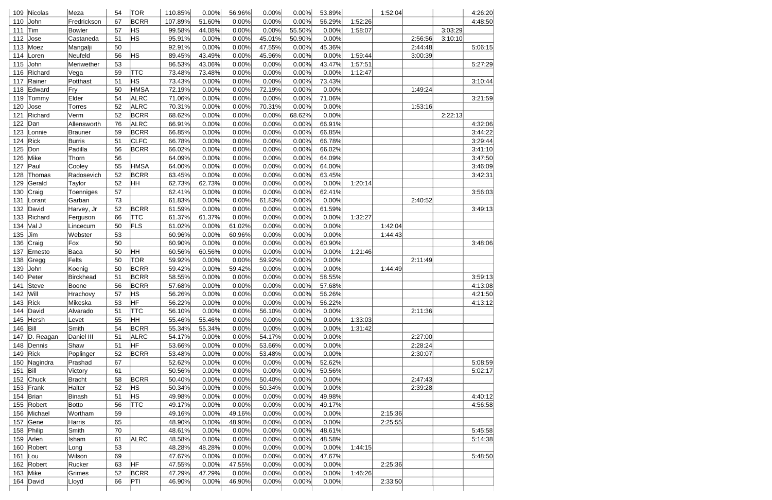| | | | | | | | | | | | | | | | |
|---|---|---|---|---|---|---|---|---|---|---|---|---|---|---|---|
| 109 | Nicolas | Meza | 54 | TOR | 110.85% | 0.00% | 56.96% | 0.00% | 0.00% | 53.89% | | 1:52:04 | | | 4:26:20 |
| 110 | John | Fredrickson | 67 | BCRR | 107.89% | 51.60% | 0.00% | 0.00% | 0.00% | 56.29% | 1:52:26 | | | | 4:48:50 |
| 111 | Tim | Bowler | 57 | HS | 99.58% | 44.08% | 0.00% | 0.00% | 55.50% | 0.00% | 1:58:07 | | | 3:03:29 | |
| 112 | Jose | Castaneda | 51 | HS | 95.91% | 0.00% | 0.00% | 45.01% | 50.90% | 0.00% | | | 2:56:56 | 3:10:10 | |
| 113 | Moez | Mangalji | 50 | | 92.91% | 0.00% | 0.00% | 47.55% | 0.00% | 45.36% | | | 2:44:48 | | 5:06:15 |
| 114 | Loren | Neufeld | 56 | HS | 89.45% | 43.49% | 0.00% | 45.96% | 0.00% | 0.00% | 1:59:44 | | 3:00:39 | | |
| 115 | John | Meriwether | 53 | | 86.53% | 43.06% | 0.00% | 0.00% | 0.00% | 43.47% | 1:57:51 | | | | 5:27:29 |
| 116 | Richard | Vega | 59 | TTC | 73.48% | 73.48% | 0.00% | 0.00% | 0.00% | 0.00% | 1:12:47 | | | | |
| 117 | Rainer | Potthast | 51 | HS | 73.43% | 0.00% | 0.00% | 0.00% | 0.00% | 73.43% | | | | | 3:10:44 |
| 118 | Edward | Fry | 50 | HMSA | 72.19% | 0.00% | 0.00% | 72.19% | 0.00% | 0.00% | | | 1:49:24 | | |
| 119 | Tommy | Elder | 54 | ALRC | 71.06% | 0.00% | 0.00% | 0.00% | 0.00% | 71.06% | | | | | 3:21:59 |
| 120 | Jose | Torres | 52 | ALRC | 70.31% | 0.00% | 0.00% | 70.31% | 0.00% | 0.00% | | | 1:53:16 | | |
| 121 | Richard | Verm | 52 | BCRR | 68.62% | 0.00% | 0.00% | 0.00% | 68.62% | 0.00% | | | | 2:22:13 | |
| 122 | Dan | Allensworth | 76 | ALRC | 66.91% | 0.00% | 0.00% | 0.00% | 0.00% | 66.91% | | | | | 4:32:06 |
| 123 | Lonnie | Brauner | 59 | BCRR | 66.85% | 0.00% | 0.00% | 0.00% | 0.00% | 66.85% | | | | | 3:44:22 |
| 124 | Rick | Burris | 51 | CLFC | 66.78% | 0.00% | 0.00% | 0.00% | 0.00% | 66.78% | | | | | 3:29:44 |
| 125 | Don | Padilla | 56 | BCRR | 66.02% | 0.00% | 0.00% | 0.00% | 0.00% | 66.02% | | | | | 3:41:10 |
| 126 | Mike | Thorn | 56 | | 64.09% | 0.00% | 0.00% | 0.00% | 0.00% | 64.09% | | | | | 3:47:50 |
| 127 | Paul | Cooley | 55 | HMSA | 64.00% | 0.00% | 0.00% | 0.00% | 0.00% | 64.00% | | | | | 3:46:09 |
| 128 | Thomas | Radosevich | 52 | BCRR | 63.45% | 0.00% | 0.00% | 0.00% | 0.00% | 63.45% | | | | | 3:42:31 |
| 129 | Gerald | Taylor | 52 | HH | 62.73% | 62.73% | 0.00% | 0.00% | 0.00% | 0.00% | 1:20:14 | | | | |
| 130 | Craig | Toenniges | 57 | | 62.41% | 0.00% | 0.00% | 0.00% | 0.00% | 62.41% | | | | | 3:56:03 |
| 131 | Lorant | Garban | 73 | | 61.83% | 0.00% | 0.00% | 61.83% | 0.00% | 0.00% | | | 2:40:52 | | |
| 132 | David | Harvey, Jr | 52 | BCRR | 61.59% | 0.00% | 0.00% | 0.00% | 0.00% | 61.59% | | | | | 3:49:13 |
| 133 | Richard | Ferguson | 66 | TTC | 61.37% | 61.37% | 0.00% | 0.00% | 0.00% | 0.00% | 1:32:27 | | | | |
| 134 | Val J | Lincecum | 50 | FLS | 61.02% | 0.00% | 61.02% | 0.00% | 0.00% | 0.00% | | 1:42:04 | | | |
| 135 | Jim | Webster | 53 | | 60.96% | 0.00% | 60.96% | 0.00% | 0.00% | 0.00% | | 1:44:43 | | | |
| 136 | Craig | Fox | 50 | | 60.90% | 0.00% | 0.00% | 0.00% | 0.00% | 60.90% | | | | | 3:48:06 |
| 137 | Ernesto | Baca | 50 | HH | 60.56% | 60.56% | 0.00% | 0.00% | 0.00% | 0.00% | 1:21:46 | | | | |
| 138 | Gregg | Felts | 50 | TOR | 59.92% | 0.00% | 0.00% | 59.92% | 0.00% | 0.00% | | | 2:11:49 | | |
| 139 | John | Koenig | 50 | BCRR | 59.42% | 0.00% | 59.42% | 0.00% | 0.00% | 0.00% | | 1:44:49 | | | |
| 140 | Peter | Birckhead | 51 | BCRR | 58.55% | 0.00% | 0.00% | 0.00% | 0.00% | 58.55% | | | | | 3:59:13 |
| 141 | Steve | Boone | 56 | BCRR | 57.68% | 0.00% | 0.00% | 0.00% | 0.00% | 57.68% | | | | | 4:13:08 |
| 142 | Will | Hrachovy | 57 | HS | 56.26% | 0.00% | 0.00% | 0.00% | 0.00% | 56.26% | | | | | 4:21:50 |
| 143 | Rick | Mikeska | 53 | HF | 56.22% | 0.00% | 0.00% | 0.00% | 0.00% | 56.22% | | | | | 4:13:12 |
| 144 | David | Alvarado | 51 | TTC | 56.10% | 0.00% | 0.00% | 56.10% | 0.00% | 0.00% | | | 2:11:36 | | |
| 145 | Hersh | Levet | 55 | HH | 55.46% | 55.46% | 0.00% | 0.00% | 0.00% | 0.00% | 1:33:03 | | | | |
| 146 | Bill | Smith | 54 | BCRR | 55.34% | 55.34% | 0.00% | 0.00% | 0.00% | 0.00% | 1:31:42 | | | | |
| 147 | D. Reagan | Daniel III | 51 | ALRC | 54.17% | 0.00% | 0.00% | 54.17% | 0.00% | 0.00% | | | 2:27:00 | | |
| 148 | Dennis | Shaw | 51 | HF | 53.66% | 0.00% | 0.00% | 53.66% | 0.00% | 0.00% | | | 2:28:24 | | |
| 149 | Rick | Poplinger | 52 | BCRR | 53.48% | 0.00% | 0.00% | 53.48% | 0.00% | 0.00% | | | 2:30:07 | | |
| 150 | Nagindra | Prashad | 67 | | 52.62% | 0.00% | 0.00% | 0.00% | 0.00% | 52.62% | | | | | 5:08:59 |
| 151 | Bill | Victory | 61 | | 50.56% | 0.00% | 0.00% | 0.00% | 0.00% | 50.56% | | | | | 5:02:17 |
| 152 | Chuck | Bracht | 58 | BCRR | 50.40% | 0.00% | 0.00% | 50.40% | 0.00% | 0.00% | | | 2:47:43 | | |
| 153 | Frank | Halter | 52 | HS | 50.34% | 0.00% | 0.00% | 50.34% | 0.00% | 0.00% | | | 2:39:28 | | |
| 154 | Brian | Binash | 51 | HS | 49.98% | 0.00% | 0.00% | 0.00% | 0.00% | 49.98% | | | | | 4:40:12 |
| 155 | Robert | Botto | 56 | TTC | 49.17% | 0.00% | 0.00% | 0.00% | 0.00% | 49.17% | | | | | 4:56:58 |
| 156 | Michael | Wortham | 59 | | 49.16% | 0.00% | 49.16% | 0.00% | 0.00% | 0.00% | | 2:15:36 | | | |
| 157 | Gene | Harris | 65 | | 48.90% | 0.00% | 48.90% | 0.00% | 0.00% | 0.00% | | 2:25:55 | | | |
| 158 | Philip | Smith | 70 | | 48.61% | 0.00% | 0.00% | 0.00% | 0.00% | 48.61% | | | | | 5:45:58 |
| 159 | Arlen | Isham | 61 | ALRC | 48.58% | 0.00% | 0.00% | 0.00% | 0.00% | 48.58% | | | | | 5:14:38 |
| 160 | Robert | Long | 53 | | 48.28% | 48.28% | 0.00% | 0.00% | 0.00% | 0.00% | 1:44:15 | | | | |
| 161 | Lou | Wilson | 69 | | 47.67% | 0.00% | 0.00% | 0.00% | 0.00% | 47.67% | | | | | 5:48:50 |
| 162 | Robert | Rucker | 63 | HF | 47.55% | 0.00% | 47.55% | 0.00% | 0.00% | 0.00% | | 2:25:36 | | | |
| 163 | Mike | Grimes | 52 | BCRR | 47.29% | 47.29% | 0.00% | 0.00% | 0.00% | 0.00% | 1:46:26 | | | | |
| 164 | David | Lloyd | 66 | PTI | 46.90% | 0.00% | 46.90% | 0.00% | 0.00% | 0.00% | | 2:33:50 | | | |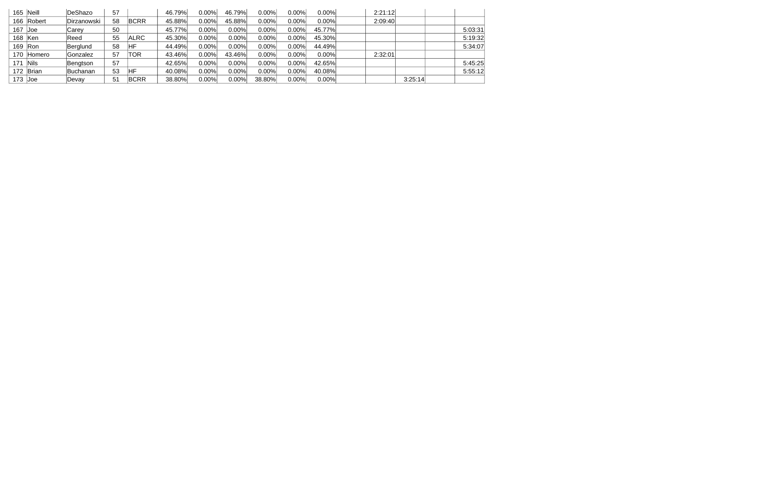| | | | | | | | | | | | | | | | |
|---|---|---|---|---|---|---|---|---|---|---|---|---|---|---|---|
| 165 | Neill | DeShazo | 57 | | 46.79% | 0.00% | 46.79% | 0.00% | 0.00% | 0.00% | | 2:21:12 | | | |
| 166 | Robert | Dirzanowski | 58 | BCRR | 45.88% | 0.00% | 45.88% | 0.00% | 0.00% | 0.00% | | 2:09:40 | | | |
| 167 | Joe | Carey | 50 | | 45.77% | 0.00% | 0.00% | 0.00% | 0.00% | 45.77% | | | | | 5:03:31 |
| 168 | Ken | Reed | 55 | ALRC | 45.30% | 0.00% | 0.00% | 0.00% | 0.00% | 45.30% | | | | | 5:19:32 |
| 169 | Ron | Berglund | 58 | HF | 44.49% | 0.00% | 0.00% | 0.00% | 0.00% | 44.49% | | | | | 5:34:07 |
| 170 | Homero | Gonzalez | 57 | TOR | 43.46% | 0.00% | 43.46% | 0.00% | 0.00% | 0.00% | | 2:32:01 | | | |
| 171 | Nils | Bengtson | 57 | | 42.65% | 0.00% | 0.00% | 0.00% | 0.00% | 42.65% | | | | | 5:45:25 |
| 172 | Brian | Buchanan | 53 | HF | 40.08% | 0.00% | 0.00% | 0.00% | 0.00% | 40.08% | | | | | 5:55:12 |
| 173 | Joe | Devay | 51 | BCRR | 38.80% | 0.00% | 0.00% | 38.80% | 0.00% | 0.00% | | | 3:25:14 | | |